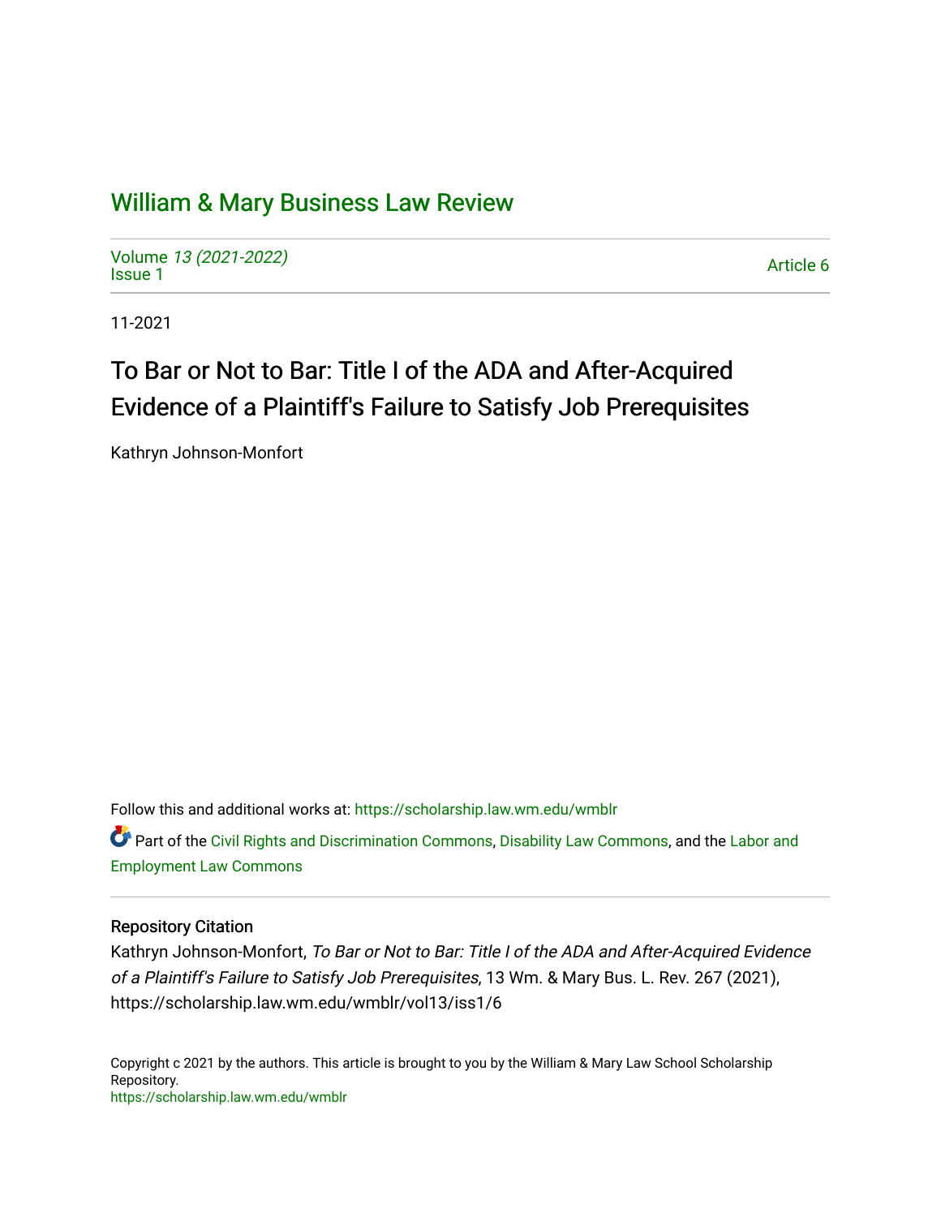# William & Mary Business Law Review

Volume *13 (2021-2022)*
Issue 1

Article 6

11-2021

## To Bar or Not to Bar: Title I of the ADA and After-Acquired Evidence of a Plaintiff's Failure to Satisfy Job Prerequisites

Kathryn Johnson-Monfort

Follow this and additional works at: https://scholarship.law.wm.edu/wmblr

Part of the Civil Rights and Discrimination Commons, Disability Law Commons, and the Labor and Employment Law Commons

### Repository Citation

Kathryn Johnson-Monfort, *To Bar or Not to Bar: Title I of the ADA and After-Acquired Evidence of a Plaintiff's Failure to Satisfy Job Prerequisites*, 13 Wm. & Mary Bus. L. Rev. 267 (2021), https://scholarship.law.wm.edu/wmblr/vol13/iss1/6

Copyright c 2021 by the authors. This article is brought to you by the William & Mary Law School Scholarship Repository.
https://scholarship.law.wm.edu/wmblr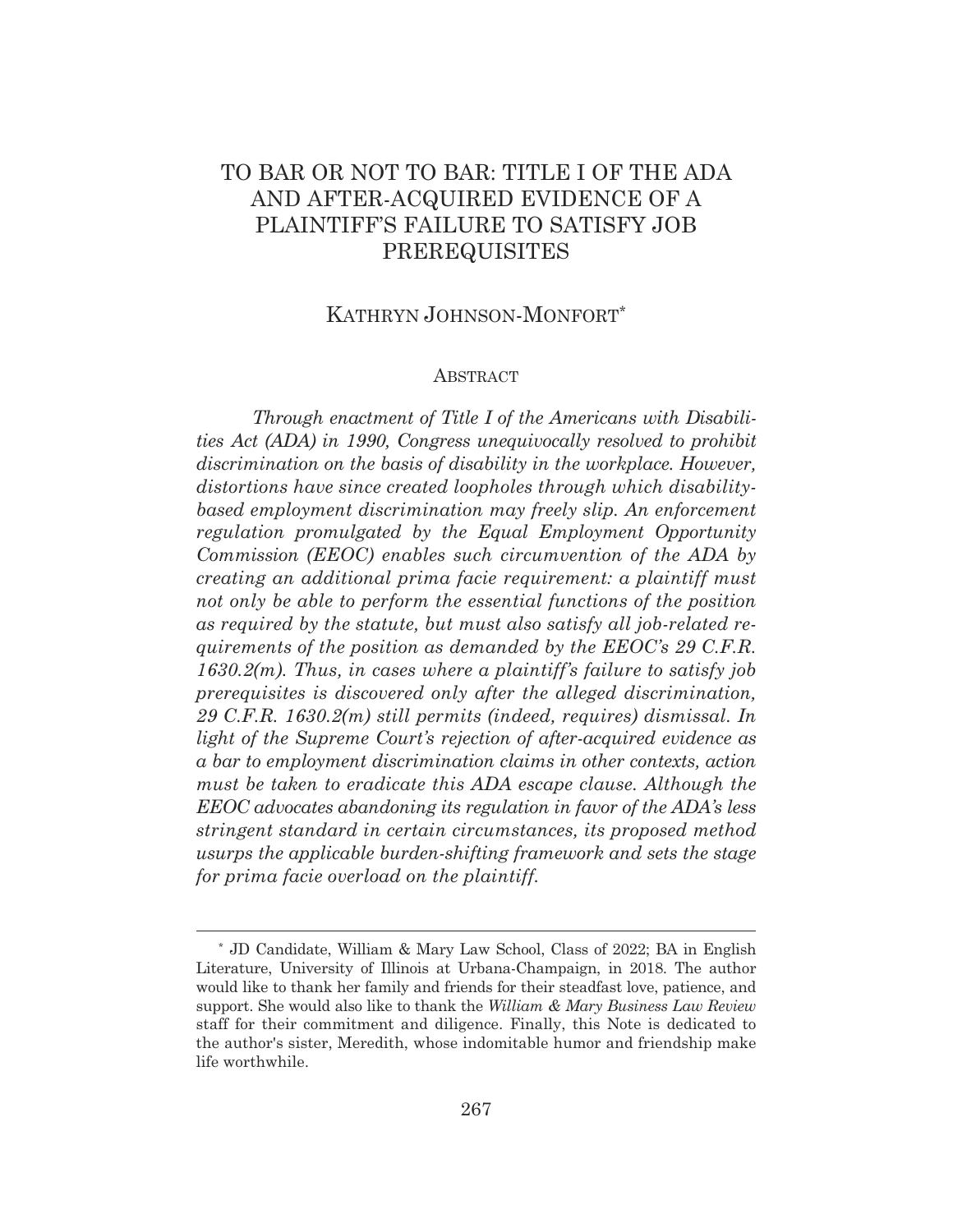# TO BAR OR NOT TO BAR: TITLE I OF THE ADA AND AFTER-ACQUIRED EVIDENCE OF A PLAINTIFF'S FAILURE TO SATISFY JOB PREREQUISITES

KATHRYN JOHNSON-MONFORT*

## ABSTRACT

*Through enactment of Title I of the Americans with Disabilities Act (ADA) in 1990, Congress unequivocally resolved to prohibit discrimination on the basis of disability in the workplace. However, distortions have since created loopholes through which disability-based employment discrimination may freely slip. An enforcement regulation promulgated by the Equal Employment Opportunity Commission (EEOC) enables such circumvention of the ADA by creating an additional prima facie requirement: a plaintiff must not only be able to perform the essential functions of the position as required by the statute, but must also satisfy all job-related requirements of the position as demanded by the EEOC's 29 C.F.R. 1630.2(m). Thus, in cases where a plaintiff's failure to satisfy job prerequisites is discovered only after the alleged discrimination, 29 C.F.R. 1630.2(m) still permits (indeed, requires) dismissal. In light of the Supreme Court's rejection of after-acquired evidence as a bar to employment discrimination claims in other contexts, action must be taken to eradicate this ADA escape clause. Although the EEOC advocates abandoning its regulation in favor of the ADA's less stringent standard in certain circumstances, its proposed method usurps the applicable burden-shifting framework and sets the stage for prima facie overload on the plaintiff.*

---

\* JD Candidate, William & Mary Law School, Class of 2022; BA in English Literature, University of Illinois at Urbana-Champaign, in 2018. The author would like to thank her family and friends for their steadfast love, patience, and support. She would also like to thank the *William & Mary Business Law Review* staff for their commitment and diligence. Finally, this Note is dedicated to the author's sister, Meredith, whose indomitable humor and friendship make life worthwhile.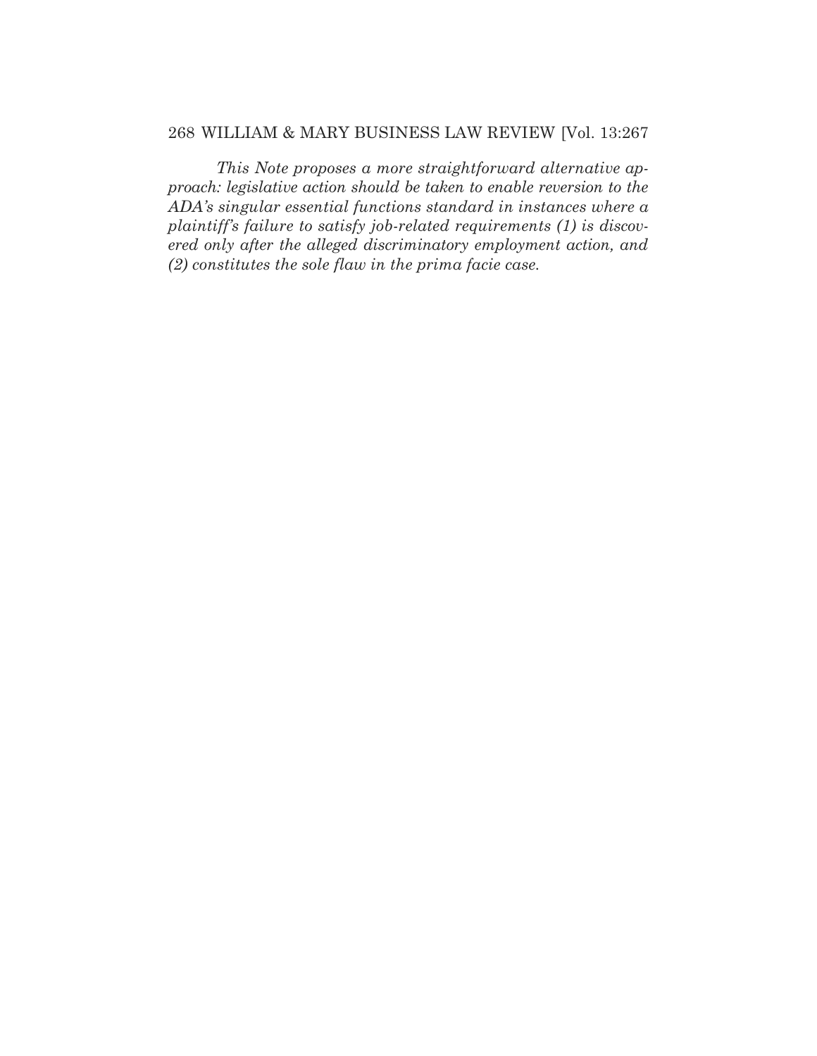*This Note proposes a more straightforward alternative approach: legislative action should be taken to enable reversion to the ADA's singular essential functions standard in instances where a plaintiff's failure to satisfy job-related requirements (1) is discovered only after the alleged discriminatory employment action, and (2) constitutes the sole flaw in the prima facie case.*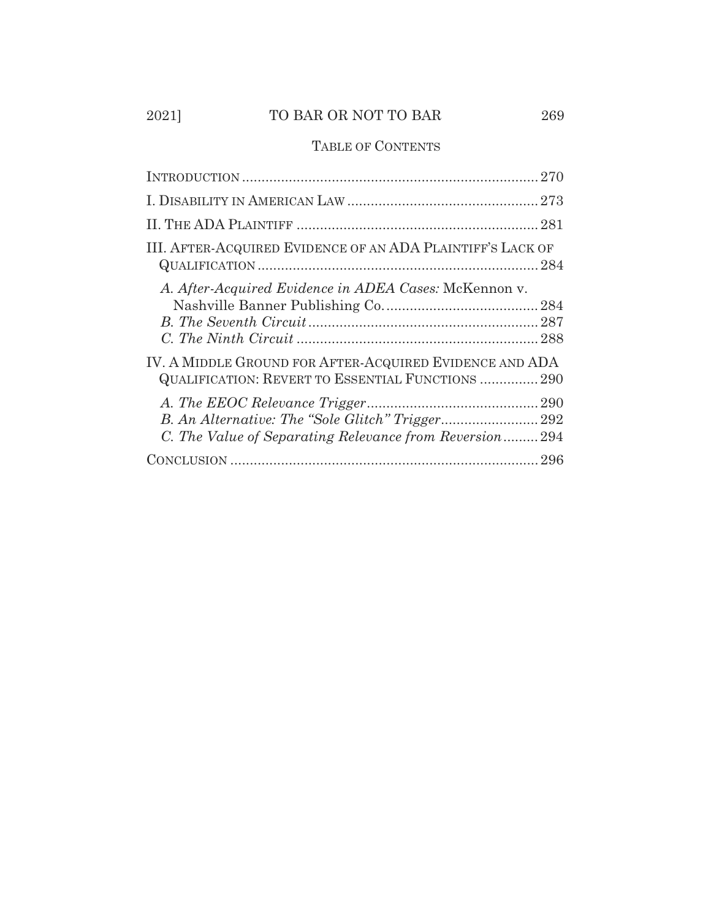## TABLE OF CONTENTS

INTRODUCTION ........................................................................... 270

I. DISABILITY IN AMERICAN LAW ................................................ 273

II. THE ADA PLAINTIFF .............................................................. 281

III. AFTER-ACQUIRED EVIDENCE OF AN ADA PLAINTIFF'S LACK OF QUALIFICATION ....................................................................... 284

*A. After-Acquired Evidence in ADEA Cases:* McKennon v. Nashville Banner Publishing Co. ....................................... 284

*B. The Seventh Circuit* .......................................................... 287

*C. The Ninth Circuit* ............................................................. 288

IV. A MIDDLE GROUND FOR AFTER-ACQUIRED EVIDENCE AND ADA QUALIFICATION: REVERT TO ESSENTIAL FUNCTIONS ............... 290

*A. The EEOC Relevance Trigger* ............................................ 290

*B. An Alternative: The "Sole Glitch" Trigger* ......................... 292

*C. The Value of Separating Relevance from Reversion* ......... 294

CONCLUSION ............................................................................... 296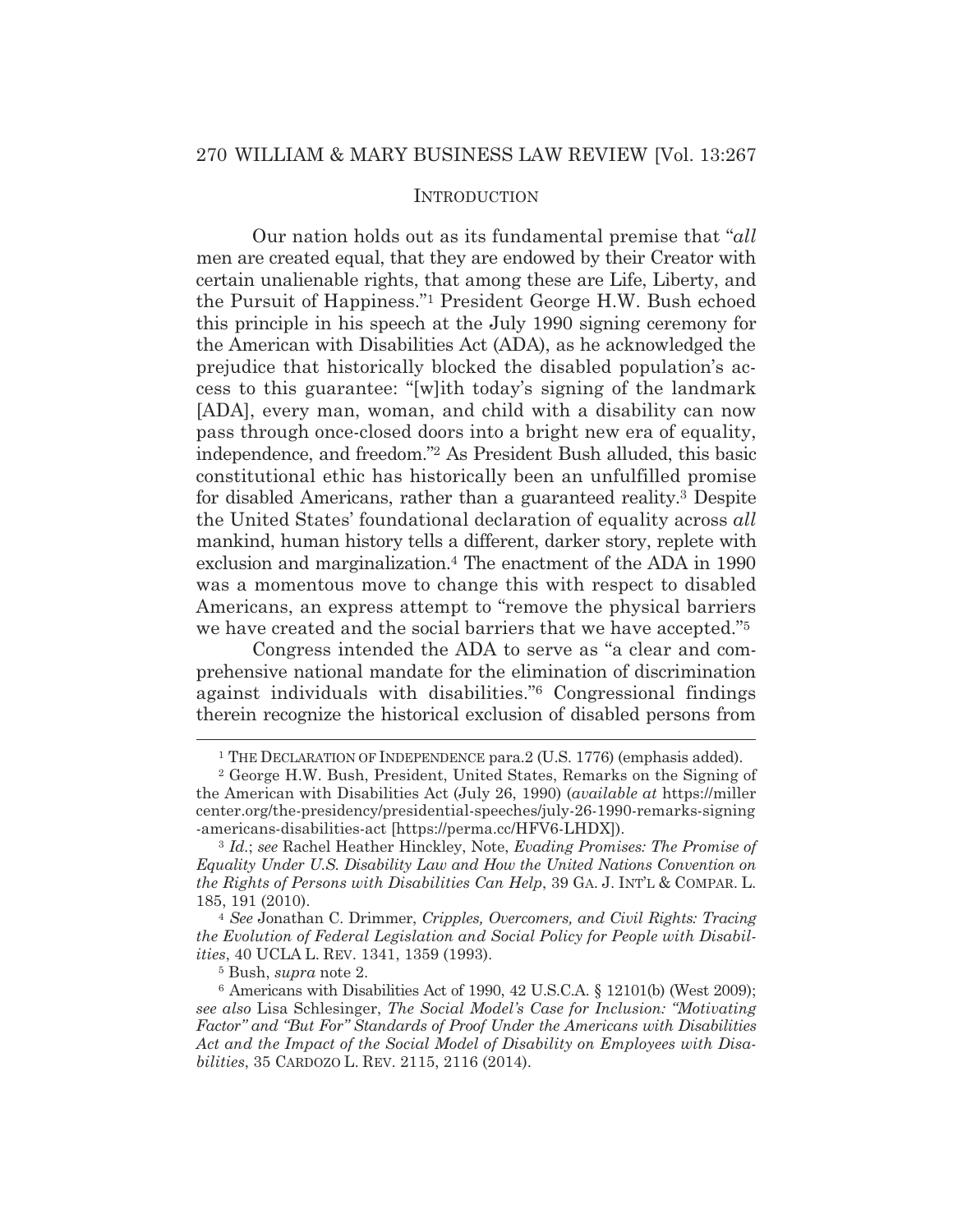## INTRODUCTION

Our nation holds out as its fundamental premise that "*all* men are created equal, that they are endowed by their Creator with certain unalienable rights, that among these are Life, Liberty, and the Pursuit of Happiness."[1] President George H.W. Bush echoed this principle in his speech at the July 1990 signing ceremony for the American with Disabilities Act (ADA), as he acknowledged the prejudice that historically blocked the disabled population's access to this guarantee: "[w]ith today's signing of the landmark [ADA], every man, woman, and child with a disability can now pass through once-closed doors into a bright new era of equality, independence, and freedom."[2] As President Bush alluded, this basic constitutional ethic has historically been an unfulfilled promise for disabled Americans, rather than a guaranteed reality.[3] Despite the United States' foundational declaration of equality across *all* mankind, human history tells a different, darker story, replete with exclusion and marginalization.[4] The enactment of the ADA in 1990 was a momentous move to change this with respect to disabled Americans, an express attempt to "remove the physical barriers we have created and the social barriers that we have accepted."[5]

Congress intended the ADA to serve as "a clear and comprehensive national mandate for the elimination of discrimination against individuals with disabilities."[6] Congressional findings therein recognize the historical exclusion of disabled persons from

---

[1] THE DECLARATION OF INDEPENDENCE para.2 (U.S. 1776) (emphasis added).

[2] George H.W. Bush, President, United States, Remarks on the Signing of the American with Disabilities Act (July 26, 1990) (*available at* https://millercenter.org/the-presidency/presidential-speeches/july-26-1990-remarks-signing-americans-disabilities-act [https://perma.cc/HFV6-LHDX]).

[3] *Id.*; *see* Rachel Heather Hinckley, Note, *Evading Promises: The Promise of Equality Under U.S. Disability Law and How the United Nations Convention on the Rights of Persons with Disabilities Can Help*, 39 GA. J. INT'L & COMPAR. L. 185, 191 (2010).

[4] *See* Jonathan C. Drimmer, *Cripples, Overcomers, and Civil Rights: Tracing the Evolution of Federal Legislation and Social Policy for People with Disabilities*, 40 UCLA L. REV. 1341, 1359 (1993).

[5] Bush, *supra* note 2.

[6] Americans with Disabilities Act of 1990, 42 U.S.C.A. § 12101(b) (West 2009); *see also* Lisa Schlesinger, *The Social Model's Case for Inclusion: "Motivating Factor" and "But For" Standards of Proof Under the Americans with Disabilities Act and the Impact of the Social Model of Disability on Employees with Disabilities*, 35 CARDOZO L. REV. 2115, 2116 (2014).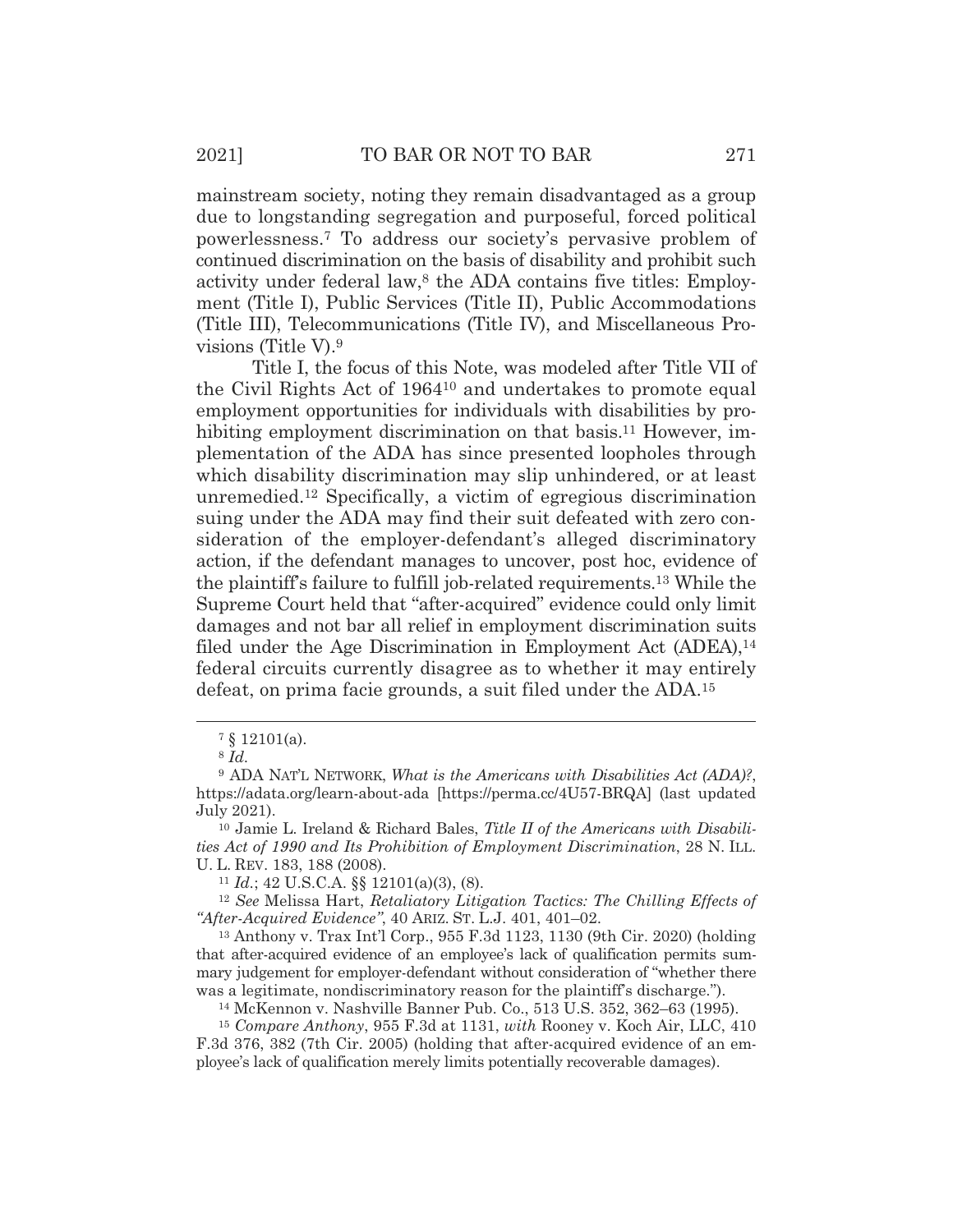mainstream society, noting they remain disadvantaged as a group due to longstanding segregation and purposeful, forced political powerlessness.[7] To address our society's pervasive problem of continued discrimination on the basis of disability and prohibit such activity under federal law,[8] the ADA contains five titles: Employment (Title I), Public Services (Title II), Public Accommodations (Title III), Telecommunications (Title IV), and Miscellaneous Provisions (Title V).[9]

Title I, the focus of this Note, was modeled after Title VII of the Civil Rights Act of 1964[10] and undertakes to promote equal employment opportunities for individuals with disabilities by prohibiting employment discrimination on that basis.[11] However, implementation of the ADA has since presented loopholes through which disability discrimination may slip unhindered, or at least unremedied.[12] Specifically, a victim of egregious discrimination suing under the ADA may find their suit defeated with zero consideration of the employer-defendant's alleged discriminatory action, if the defendant manages to uncover, post hoc, evidence of the plaintiff's failure to fulfill job-related requirements.[13] While the Supreme Court held that "after-acquired" evidence could only limit damages and not bar all relief in employment discrimination suits filed under the Age Discrimination in Employment Act (ADEA),[14] federal circuits currently disagree as to whether it may entirely defeat, on prima facie grounds, a suit filed under the ADA.[15]

---

[7] § 12101(a).

[8] *Id*.

[9] ADA NAT'L NETWORK, *What is the Americans with Disabilities Act (ADA)?*, https://adata.org/learn-about-ada [https://perma.cc/4U57-BRQA] (last updated July 2021).

[10] Jamie L. Ireland & Richard Bales, *Title II of the Americans with Disabilities Act of 1990 and Its Prohibition of Employment Discrimination*, 28 N. ILL. U. L. REV. 183, 188 (2008).

[11] *Id*.; 42 U.S.C.A. §§ 12101(a)(3), (8).

[12] *See* Melissa Hart, *Retaliatory Litigation Tactics: The Chilling Effects of "After-Acquired Evidence"*, 40 ARIZ. ST. L.J. 401, 401–02.

[13] Anthony v. Trax Int'l Corp., 955 F.3d 1123, 1130 (9th Cir. 2020) (holding that after-acquired evidence of an employee's lack of qualification permits summary judgement for employer-defendant without consideration of "whether there was a legitimate, nondiscriminatory reason for the plaintiff's discharge.").

[14] McKennon v. Nashville Banner Pub. Co., 513 U.S. 352, 362–63 (1995).

[15] *Compare Anthony*, 955 F.3d at 1131, *with* Rooney v. Koch Air, LLC, 410 F.3d 376, 382 (7th Cir. 2005) (holding that after-acquired evidence of an employee's lack of qualification merely limits potentially recoverable damages).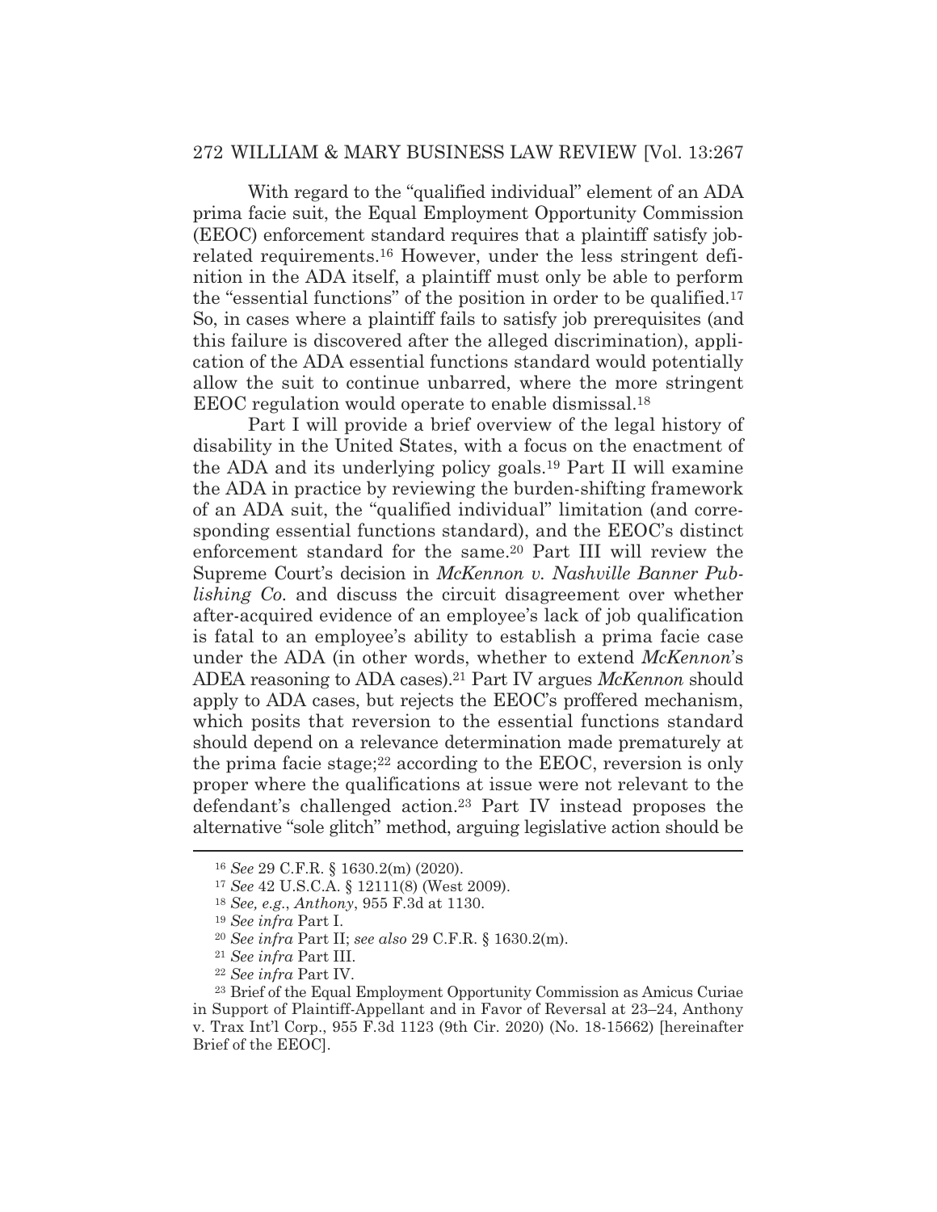With regard to the "qualified individual" element of an ADA prima facie suit, the Equal Employment Opportunity Commission (EEOC) enforcement standard requires that a plaintiff satisfy job-related requirements.[16] However, under the less stringent definition in the ADA itself, a plaintiff must only be able to perform the "essential functions" of the position in order to be qualified.[17] So, in cases where a plaintiff fails to satisfy job prerequisites (and this failure is discovered after the alleged discrimination), application of the ADA essential functions standard would potentially allow the suit to continue unbarred, where the more stringent EEOC regulation would operate to enable dismissal.[18]

Part I will provide a brief overview of the legal history of disability in the United States, with a focus on the enactment of the ADA and its underlying policy goals.[19] Part II will examine the ADA in practice by reviewing the burden-shifting framework of an ADA suit, the "qualified individual" limitation (and corresponding essential functions standard), and the EEOC's distinct enforcement standard for the same.[20] Part III will review the Supreme Court's decision in *McKennon v. Nashville Banner Publishing Co.* and discuss the circuit disagreement over whether after-acquired evidence of an employee's lack of job qualification is fatal to an employee's ability to establish a prima facie case under the ADA (in other words, whether to extend *McKennon*'s ADEA reasoning to ADA cases).[21] Part IV argues *McKennon* should apply to ADA cases, but rejects the EEOC's proffered mechanism, which posits that reversion to the essential functions standard should depend on a relevance determination made prematurely at the prima facie stage;[22] according to the EEOC, reversion is only proper where the qualifications at issue were not relevant to the defendant's challenged action.[23] Part IV instead proposes the alternative "sole glitch" method, arguing legislative action should be

---

[16] *See* 29 C.F.R. § 1630.2(m) (2020).

[17] *See* 42 U.S.C.A. § 12111(8) (West 2009).

[18] *See, e.g.*, *Anthony*, 955 F.3d at 1130.

[19] *See infra* Part I.

[20] *See infra* Part II; *see also* 29 C.F.R. § 1630.2(m).

[21] *See infra* Part III.

[22] *See infra* Part IV.

[23] Brief of the Equal Employment Opportunity Commission as Amicus Curiae in Support of Plaintiff-Appellant and in Favor of Reversal at 23–24, Anthony v. Trax Int'l Corp., 955 F.3d 1123 (9th Cir. 2020) (No. 18-15662) [hereinafter Brief of the EEOC].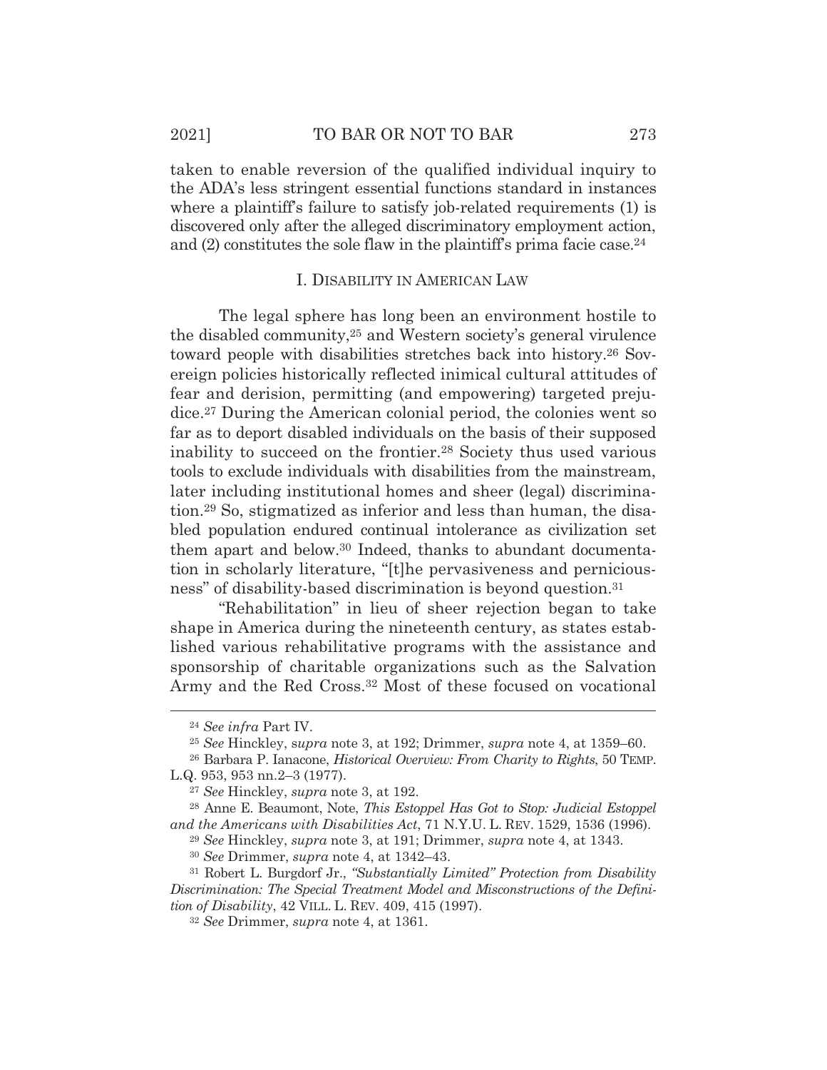taken to enable reversion of the qualified individual inquiry to the ADA's less stringent essential functions standard in instances where a plaintiff's failure to satisfy job-related requirements (1) is discovered only after the alleged discriminatory employment action, and (2) constitutes the sole flaw in the plaintiff's prima facie case.[24]

## I. Disability in American Law

The legal sphere has long been an environment hostile to the disabled community,[25] and Western society's general virulence toward people with disabilities stretches back into history.[26] Sovereign policies historically reflected inimical cultural attitudes of fear and derision, permitting (and empowering) targeted prejudice.[27] During the American colonial period, the colonies went so far as to deport disabled individuals on the basis of their supposed inability to succeed on the frontier.[28] Society thus used various tools to exclude individuals with disabilities from the mainstream, later including institutional homes and sheer (legal) discrimination.[29] So, stigmatized as inferior and less than human, the disabled population endured continual intolerance as civilization set them apart and below.[30] Indeed, thanks to abundant documentation in scholarly literature, "[t]he pervasiveness and perniciousness" of disability-based discrimination is beyond question.[31]

"Rehabilitation" in lieu of sheer rejection began to take shape in America during the nineteenth century, as states established various rehabilitative programs with the assistance and sponsorship of charitable organizations such as the Salvation Army and the Red Cross.[32] Most of these focused on vocational

---

[24] *See infra* Part IV.

[25] *See* Hinckley, *supra* note 3, at 192; Drimmer, *supra* note 4, at 1359–60.

[26] Barbara P. Ianacone, *Historical Overview: From Charity to Rights*, 50 TEMP. L.Q. 953, 953 nn.2–3 (1977).

[27] *See* Hinckley, *supra* note 3, at 192.

[28] Anne E. Beaumont, Note, *This Estoppel Has Got to Stop: Judicial Estoppel and the Americans with Disabilities Act*, 71 N.Y.U. L. REV. 1529, 1536 (1996).

[29] *See* Hinckley, *supra* note 3, at 191; Drimmer, *supra* note 4, at 1343.

[30] *See* Drimmer, *supra* note 4, at 1342–43.

[31] Robert L. Burgdorf Jr., *"Substantially Limited" Protection from Disability Discrimination: The Special Treatment Model and Misconstructions of the Definition of Disability*, 42 VILL. L. REV. 409, 415 (1997).

[32] *See* Drimmer, *supra* note 4, at 1361.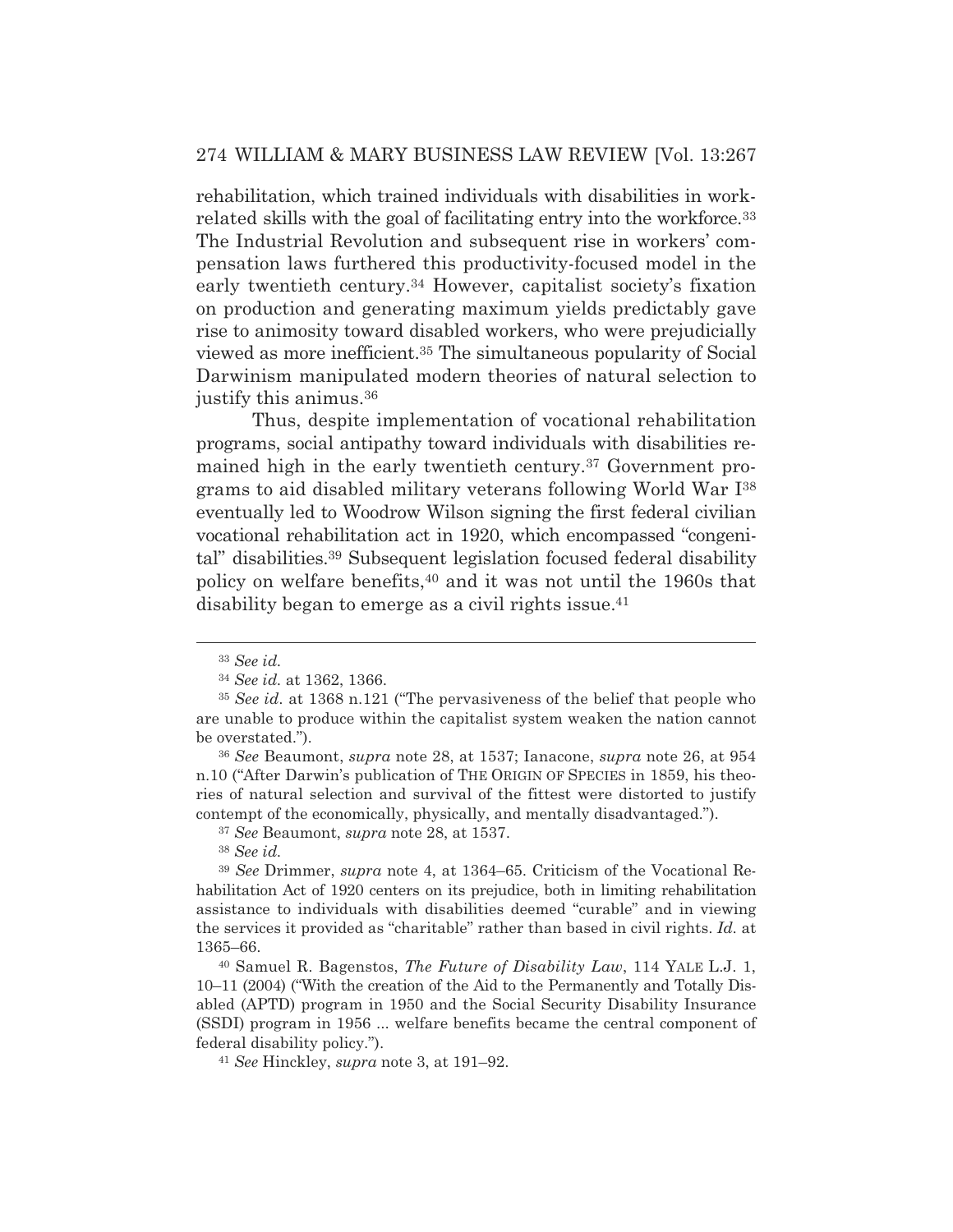rehabilitation, which trained individuals with disabilities in work-related skills with the goal of facilitating entry into the workforce.[33] The Industrial Revolution and subsequent rise in workers' compensation laws furthered this productivity-focused model in the early twentieth century.[34] However, capitalist society's fixation on production and generating maximum yields predictably gave rise to animosity toward disabled workers, who were prejudicially viewed as more inefficient.[35] The simultaneous popularity of Social Darwinism manipulated modern theories of natural selection to justify this animus.[36]

Thus, despite implementation of vocational rehabilitation programs, social antipathy toward individuals with disabilities remained high in the early twentieth century.[37] Government programs to aid disabled military veterans following World War I[38] eventually led to Woodrow Wilson signing the first federal civilian vocational rehabilitation act in 1920, which encompassed "congenital" disabilities.[39] Subsequent legislation focused federal disability policy on welfare benefits,[40] and it was not until the 1960s that disability began to emerge as a civil rights issue.[41]

---

[33] *See id.*

[34] *See id.* at 1362, 1366.

[35] *See id.* at 1368 n.121 ("The pervasiveness of the belief that people who are unable to produce within the capitalist system weaken the nation cannot be overstated.").

[36] *See* Beaumont, *supra* note 28, at 1537; Ianacone, *supra* note 26, at 954 n.10 ("After Darwin's publication of THE ORIGIN OF SPECIES in 1859, his theories of natural selection and survival of the fittest were distorted to justify contempt of the economically, physically, and mentally disadvantaged.").

[37] *See* Beaumont, *supra* note 28, at 1537.

[38] *See id.*

[39] *See* Drimmer, *supra* note 4, at 1364–65. Criticism of the Vocational Rehabilitation Act of 1920 centers on its prejudice, both in limiting rehabilitation assistance to individuals with disabilities deemed "curable" and in viewing the services it provided as "charitable" rather than based in civil rights. *Id.* at 1365–66.

[40] Samuel R. Bagenstos, *The Future of Disability Law*, 114 YALE L.J. 1, 10–11 (2004) ("With the creation of the Aid to the Permanently and Totally Disabled (APTD) program in 1950 and the Social Security Disability Insurance (SSDI) program in 1956 ... welfare benefits became the central component of federal disability policy.").

[41] *See* Hinckley, *supra* note 3, at 191–92.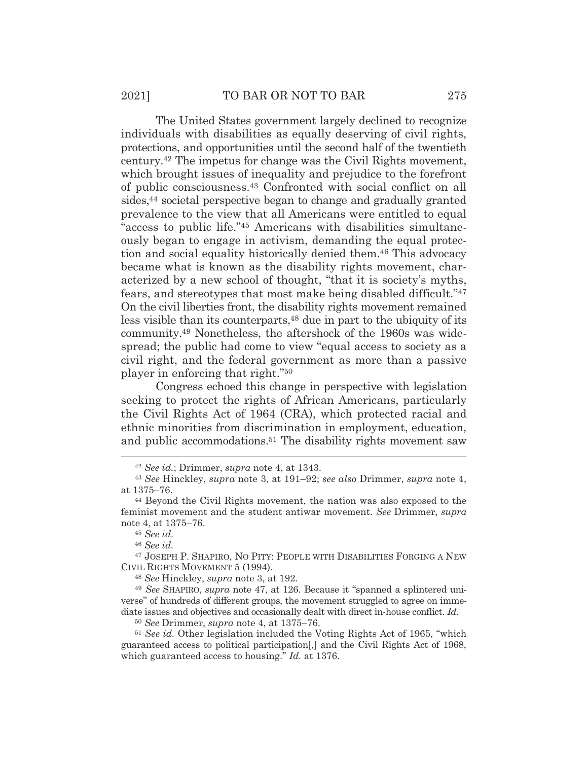The United States government largely declined to recognize individuals with disabilities as equally deserving of civil rights, protections, and opportunities until the second half of the twentieth century.[42] The impetus for change was the Civil Rights movement, which brought issues of inequality and prejudice to the forefront of public consciousness.[43] Confronted with social conflict on all sides,[44] societal perspective began to change and gradually granted prevalence to the view that all Americans were entitled to equal "access to public life."[45] Americans with disabilities simultaneously began to engage in activism, demanding the equal protection and social equality historically denied them.[46] This advocacy became what is known as the disability rights movement, characterized by a new school of thought, "that it is society's myths, fears, and stereotypes that most make being disabled difficult."[47] On the civil liberties front, the disability rights movement remained less visible than its counterparts,[48] due in part to the ubiquity of its community.[49] Nonetheless, the aftershock of the 1960s was widespread; the public had come to view "equal access to society as a civil right, and the federal government as more than a passive player in enforcing that right."[50]

Congress echoed this change in perspective with legislation seeking to protect the rights of African Americans, particularly the Civil Rights Act of 1964 (CRA), which protected racial and ethnic minorities from discrimination in employment, education, and public accommodations.[51] The disability rights movement saw

---

[42] *See id.*; Drimmer, *supra* note 4, at 1343.

[43] *See* Hinckley, *supra* note 3, at 191–92; *see also* Drimmer, *supra* note 4, at 1375–76.

[44] Beyond the Civil Rights movement, the nation was also exposed to the feminist movement and the student antiwar movement. *See* Drimmer, *supra* note 4, at 1375–76.

[45] *See id.*

[46] *See id.*

[47] JOSEPH P. SHAPIRO, NO PITY: PEOPLE WITH DISABILITIES FORGING A NEW CIVIL RIGHTS MOVEMENT 5 (1994).

[48] *See* Hinckley, *supra* note 3, at 192.

[49] *See* SHAPIRO, *supra* note 47, at 126. Because it "spanned a splintered universe" of hundreds of different groups, the movement struggled to agree on immediate issues and objectives and occasionally dealt with direct in-house conflict. *Id.*

[50] *See* Drimmer, *supra* note 4, at 1375–76.

[51] *See id.* Other legislation included the Voting Rights Act of 1965, "which guaranteed access to political participation[,] and the Civil Rights Act of 1968, which guaranteed access to housing." *Id.* at 1376.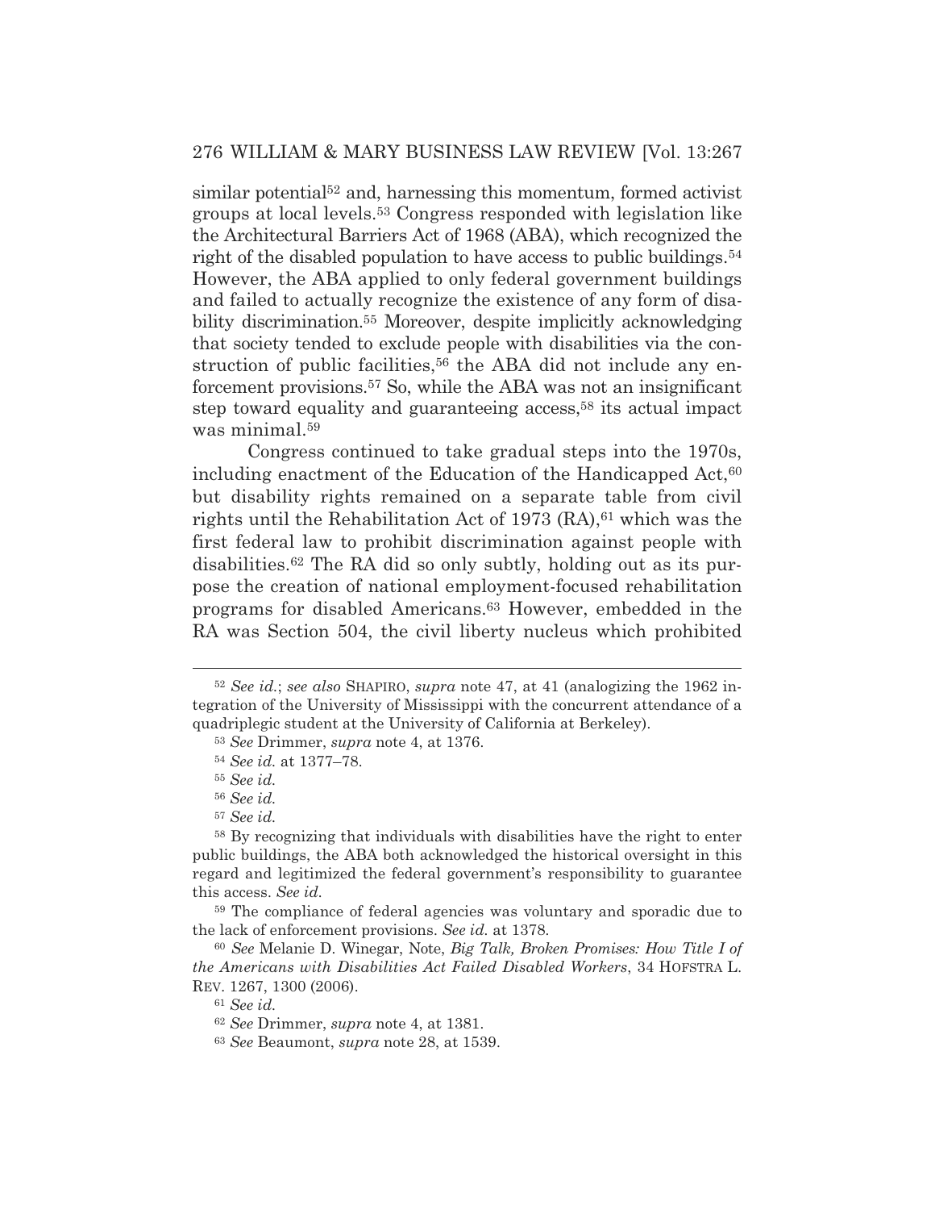similar potential[52] and, harnessing this momentum, formed activist groups at local levels.[53] Congress responded with legislation like the Architectural Barriers Act of 1968 (ABA), which recognized the right of the disabled population to have access to public buildings.[54] However, the ABA applied to only federal government buildings and failed to actually recognize the existence of any form of disability discrimination.[55] Moreover, despite implicitly acknowledging that society tended to exclude people with disabilities via the construction of public facilities,[56] the ABA did not include any enforcement provisions.[57] So, while the ABA was not an insignificant step toward equality and guaranteeing access,[58] its actual impact was minimal.[59]

Congress continued to take gradual steps into the 1970s, including enactment of the Education of the Handicapped Act,[60] but disability rights remained on a separate table from civil rights until the Rehabilitation Act of 1973 (RA),[61] which was the first federal law to prohibit discrimination against people with disabilities.[62] The RA did so only subtly, holding out as its purpose the creation of national employment-focused rehabilitation programs for disabled Americans.[63] However, embedded in the RA was Section 504, the civil liberty nucleus which prohibited

---

[52] *See id.*; *see also* SHAPIRO, *supra* note 47, at 41 (analogizing the 1962 integration of the University of Mississippi with the concurrent attendance of a quadriplegic student at the University of California at Berkeley).

[53] *See* Drimmer, *supra* note 4, at 1376.

[54] *See id.* at 1377–78.

[55] *See id.*

[56] *See id.*

[57] *See id.*

[58] By recognizing that individuals with disabilities have the right to enter public buildings, the ABA both acknowledged the historical oversight in this regard and legitimized the federal government's responsibility to guarantee this access. *See id.*

[59] The compliance of federal agencies was voluntary and sporadic due to the lack of enforcement provisions. *See id.* at 1378.

[60] *See* Melanie D. Winegar, Note, *Big Talk, Broken Promises: How Title I of the Americans with Disabilities Act Failed Disabled Workers*, 34 HOFSTRA L. REV. 1267, 1300 (2006).

[61] *See id.*

[62] *See* Drimmer, *supra* note 4, at 1381.

[63] *See* Beaumont, *supra* note 28, at 1539.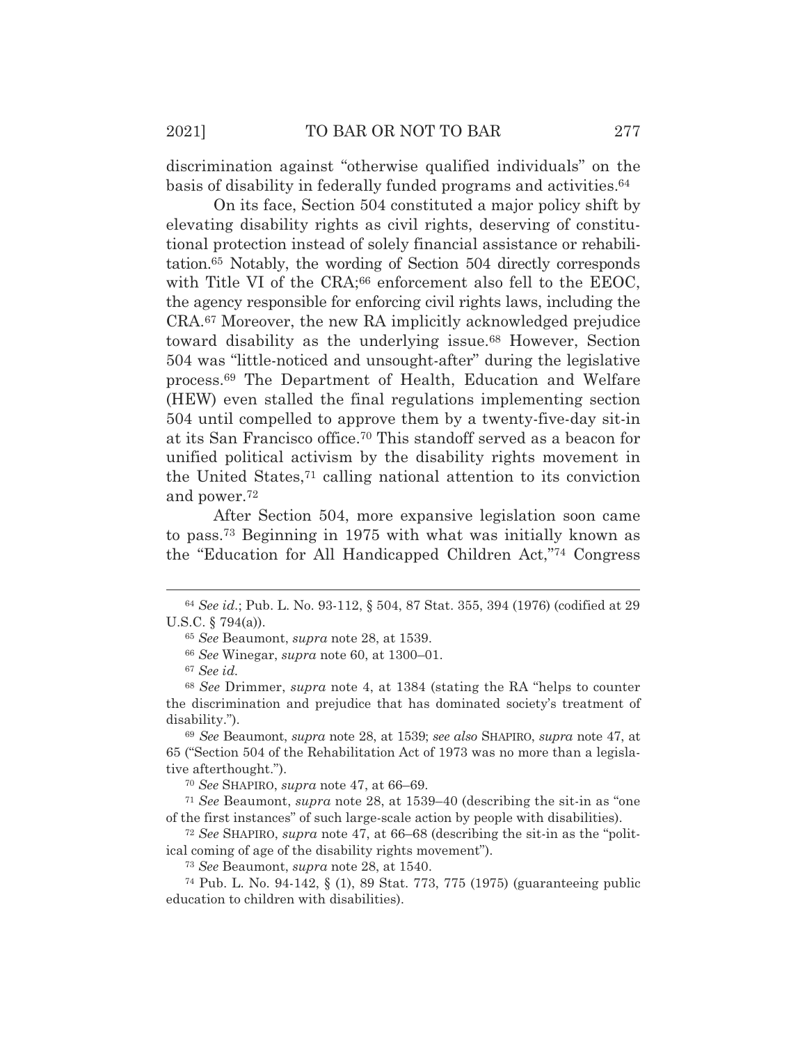discrimination against "otherwise qualified individuals" on the basis of disability in federally funded programs and activities.[64]

On its face, Section 504 constituted a major policy shift by elevating disability rights as civil rights, deserving of constitutional protection instead of solely financial assistance or rehabilitation.[65] Notably, the wording of Section 504 directly corresponds with Title VI of the CRA;[66] enforcement also fell to the EEOC, the agency responsible for enforcing civil rights laws, including the CRA.[67] Moreover, the new RA implicitly acknowledged prejudice toward disability as the underlying issue.[68] However, Section 504 was "little-noticed and unsought-after" during the legislative process.[69] The Department of Health, Education and Welfare (HEW) even stalled the final regulations implementing section 504 until compelled to approve them by a twenty-five-day sit-in at its San Francisco office.[70] This standoff served as a beacon for unified political activism by the disability rights movement in the United States,[71] calling national attention to its conviction and power.[72]

After Section 504, more expansive legislation soon came to pass.[73] Beginning in 1975 with what was initially known as the "Education for All Handicapped Children Act,"[74] Congress

---

[64] *See id.*; Pub. L. No. 93-112, § 504, 87 Stat. 355, 394 (1976) (codified at 29 U.S.C. § 794(a)).

[65] *See* Beaumont, *supra* note 28, at 1539.

[66] *See* Winegar, *supra* note 60, at 1300–01.

[67] *See id.*

[68] *See* Drimmer, *supra* note 4, at 1384 (stating the RA "helps to counter the discrimination and prejudice that has dominated society's treatment of disability.").

[69] *See* Beaumont, *supra* note 28, at 1539; *see also* SHAPIRO, *supra* note 47, at 65 ("Section 504 of the Rehabilitation Act of 1973 was no more than a legislative afterthought.").

[70] *See* SHAPIRO, *supra* note 47, at 66–69.

[71] *See* Beaumont, *supra* note 28, at 1539–40 (describing the sit-in as "one of the first instances" of such large-scale action by people with disabilities).

[72] *See* SHAPIRO, *supra* note 47, at 66–68 (describing the sit-in as the "political coming of age of the disability rights movement").

[73] *See* Beaumont, *supra* note 28, at 1540.

[74] Pub. L. No. 94-142, § (1), 89 Stat. 773, 775 (1975) (guaranteeing public education to children with disabilities).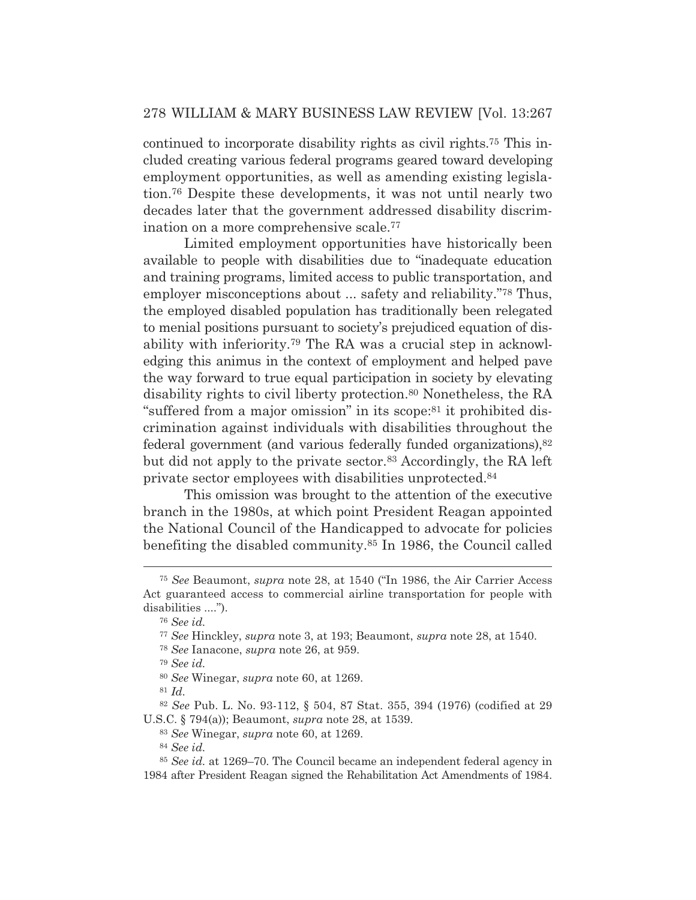continued to incorporate disability rights as civil rights.[75] This included creating various federal programs geared toward developing employment opportunities, as well as amending existing legislation.[76] Despite these developments, it was not until nearly two decades later that the government addressed disability discrimination on a more comprehensive scale.[77]

Limited employment opportunities have historically been available to people with disabilities due to "inadequate education and training programs, limited access to public transportation, and employer misconceptions about ... safety and reliability."[78] Thus, the employed disabled population has traditionally been relegated to menial positions pursuant to society's prejudiced equation of disability with inferiority.[79] The RA was a crucial step in acknowledging this animus in the context of employment and helped pave the way forward to true equal participation in society by elevating disability rights to civil liberty protection.[80] Nonetheless, the RA "suffered from a major omission" in its scope:[81] it prohibited discrimination against individuals with disabilities throughout the federal government (and various federally funded organizations),[82] but did not apply to the private sector.[83] Accordingly, the RA left private sector employees with disabilities unprotected.[84]

This omission was brought to the attention of the executive branch in the 1980s, at which point President Reagan appointed the National Council of the Handicapped to advocate for policies benefiting the disabled community.[85] In 1986, the Council called

---

[75] *See* Beaumont, *supra* note 28, at 1540 ("In 1986, the Air Carrier Access Act guaranteed access to commercial airline transportation for people with disabilities ....").

[76] *See id.*

[77] *See* Hinckley, *supra* note 3, at 193; Beaumont, *supra* note 28, at 1540.

[78] *See* Ianacone, *supra* note 26, at 959.

[79] *See id.*

[80] *See* Winegar, *supra* note 60, at 1269.

[81] *Id.*

[82] *See* Pub. L. No. 93-112, § 504, 87 Stat. 355, 394 (1976) (codified at 29 U.S.C. § 794(a)); Beaumont, *supra* note 28, at 1539.

[83] *See* Winegar, *supra* note 60, at 1269.

[84] *See id.*

[85] *See id.* at 1269–70. The Council became an independent federal agency in 1984 after President Reagan signed the Rehabilitation Act Amendments of 1984.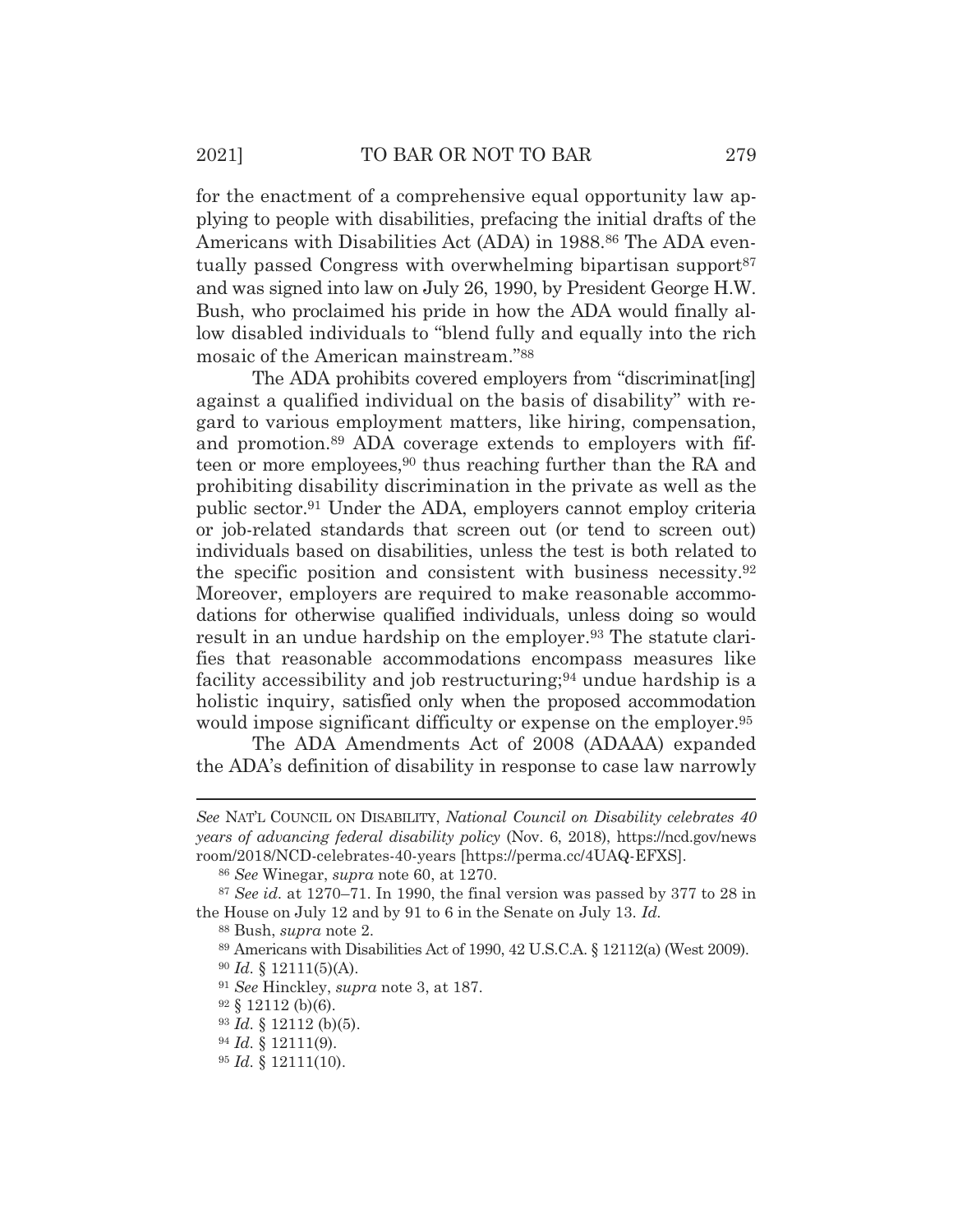for the enactment of a comprehensive equal opportunity law applying to people with disabilities, prefacing the initial drafts of the Americans with Disabilities Act (ADA) in 1988.[86] The ADA eventually passed Congress with overwhelming bipartisan support[87] and was signed into law on July 26, 1990, by President George H.W. Bush, who proclaimed his pride in how the ADA would finally allow disabled individuals to "blend fully and equally into the rich mosaic of the American mainstream."[88]

The ADA prohibits covered employers from "discriminat[ing] against a qualified individual on the basis of disability" with regard to various employment matters, like hiring, compensation, and promotion.[89] ADA coverage extends to employers with fifteen or more employees,[90] thus reaching further than the RA and prohibiting disability discrimination in the private as well as the public sector.[91] Under the ADA, employers cannot employ criteria or job-related standards that screen out (or tend to screen out) individuals based on disabilities, unless the test is both related to the specific position and consistent with business necessity.[92] Moreover, employers are required to make reasonable accommodations for otherwise qualified individuals, unless doing so would result in an undue hardship on the employer.[93] The statute clarifies that reasonable accommodations encompass measures like facility accessibility and job restructuring;[94] undue hardship is a holistic inquiry, satisfied only when the proposed accommodation would impose significant difficulty or expense on the employer.[95]

The ADA Amendments Act of 2008 (ADAAA) expanded the ADA's definition of disability in response to case law narrowly

---

*See* NAT'L COUNCIL ON DISABILITY, *National Council on Disability celebrates 40 years of advancing federal disability policy* (Nov. 6, 2018), https://ncd.gov/newsroom/2018/NCD-celebrates-40-years [https://perma.cc/4UAQ-EFXS].

[86] *See* Winegar, *supra* note 60, at 1270.

[87] *See id.* at 1270–71. In 1990, the final version was passed by 377 to 28 in the House on July 12 and by 91 to 6 in the Senate on July 13. *Id.*

[88] Bush, *supra* note 2.

[89] Americans with Disabilities Act of 1990, 42 U.S.C.A. § 12112(a) (West 2009).

[90] *Id.* § 12111(5)(A).

[91] *See* Hinckley, *supra* note 3, at 187.

[92] § 12112 (b)(6).

[93] *Id.* § 12112 (b)(5).

[94] *Id.* § 12111(9).

[95] *Id.* § 12111(10).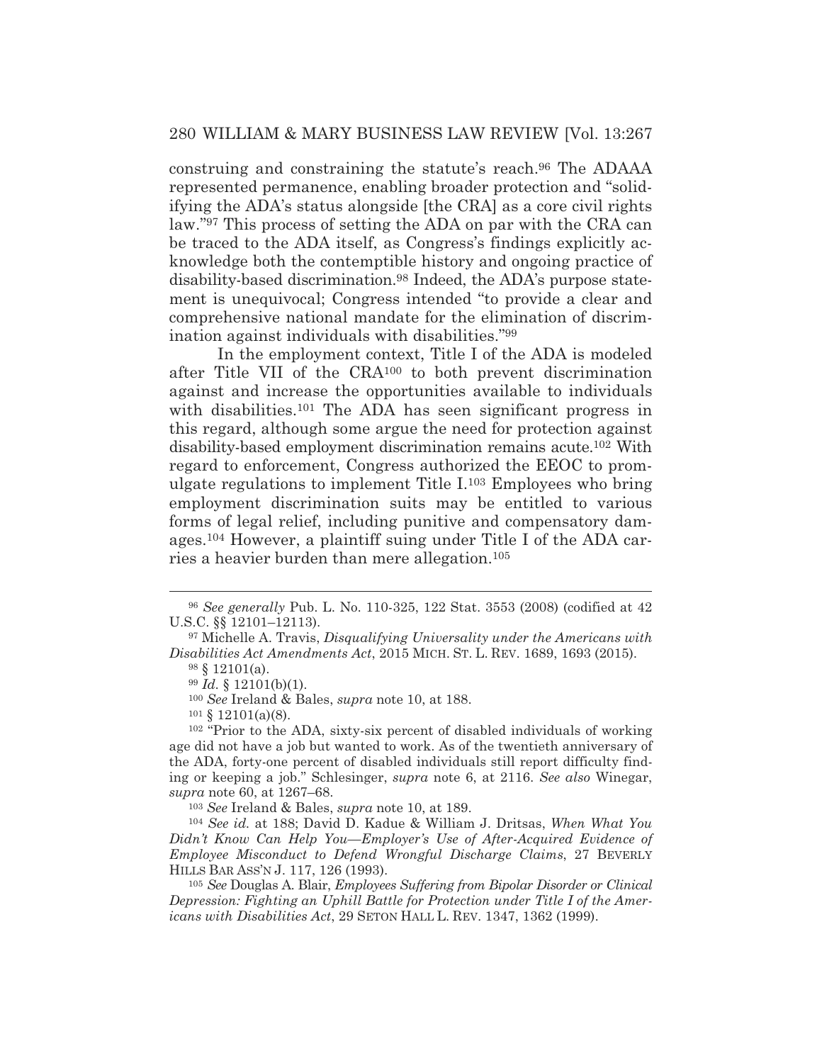construing and constraining the statute's reach.[96] The ADAAA represented permanence, enabling broader protection and "solidifying the ADA's status alongside [the CRA] as a core civil rights law."[97] This process of setting the ADA on par with the CRA can be traced to the ADA itself, as Congress's findings explicitly acknowledge both the contemptible history and ongoing practice of disability-based discrimination.[98] Indeed, the ADA's purpose statement is unequivocal; Congress intended "to provide a clear and comprehensive national mandate for the elimination of discrimination against individuals with disabilities."[99]

In the employment context, Title I of the ADA is modeled after Title VII of the CRA[100] to both prevent discrimination against and increase the opportunities available to individuals with disabilities.[101] The ADA has seen significant progress in this regard, although some argue the need for protection against disability-based employment discrimination remains acute.[102] With regard to enforcement, Congress authorized the EEOC to promulgate regulations to implement Title I.[103] Employees who bring employment discrimination suits may be entitled to various forms of legal relief, including punitive and compensatory damages.[104] However, a plaintiff suing under Title I of the ADA carries a heavier burden than mere allegation.[105]

---

[96] *See generally* Pub. L. No. 110-325, 122 Stat. 3553 (2008) (codified at 42 U.S.C. §§ 12101–12113).

[97] Michelle A. Travis, *Disqualifying Universality under the Americans with Disabilities Act Amendments Act*, 2015 MICH. ST. L. REV. 1689, 1693 (2015).

[98] § 12101(a).

[99] *Id.* § 12101(b)(1).

[100] *See* Ireland & Bales, *supra* note 10, at 188.

[101] § 12101(a)(8).

[102] "Prior to the ADA, sixty-six percent of disabled individuals of working age did not have a job but wanted to work. As of the twentieth anniversary of the ADA, forty-one percent of disabled individuals still report difficulty finding or keeping a job." Schlesinger, *supra* note 6, at 2116. *See also* Winegar, *supra* note 60, at 1267–68.

[103] *See* Ireland & Bales, *supra* note 10, at 189.

[104] *See id.* at 188; David D. Kadue & William J. Dritsas, *When What You Didn't Know Can Help You—Employer's Use of After-Acquired Evidence of Employee Misconduct to Defend Wrongful Discharge Claims*, 27 BEVERLY HILLS BAR ASS'N J. 117, 126 (1993).

[105] *See* Douglas A. Blair, *Employees Suffering from Bipolar Disorder or Clinical Depression: Fighting an Uphill Battle for Protection under Title I of the Americans with Disabilities Act*, 29 SETON HALL L. REV. 1347, 1362 (1999).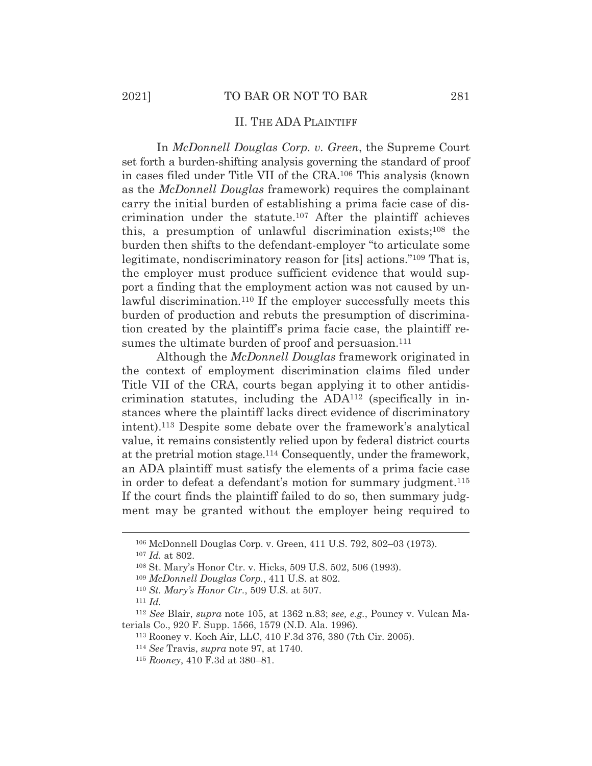## II. THE ADA PLAINTIFF

In *McDonnell Douglas Corp. v. Green*, the Supreme Court set forth a burden-shifting analysis governing the standard of proof in cases filed under Title VII of the CRA.[106] This analysis (known as the *McDonnell Douglas* framework) requires the complainant carry the initial burden of establishing a prima facie case of discrimination under the statute.[107] After the plaintiff achieves this, a presumption of unlawful discrimination exists;[108] the burden then shifts to the defendant-employer "to articulate some legitimate, nondiscriminatory reason for [its] actions."[109] That is, the employer must produce sufficient evidence that would support a finding that the employment action was not caused by unlawful discrimination.[110] If the employer successfully meets this burden of production and rebuts the presumption of discrimination created by the plaintiff's prima facie case, the plaintiff resumes the ultimate burden of proof and persuasion.[111]

Although the *McDonnell Douglas* framework originated in the context of employment discrimination claims filed under Title VII of the CRA, courts began applying it to other antidiscrimination statutes, including the ADA[112] (specifically in instances where the plaintiff lacks direct evidence of discriminatory intent).[113] Despite some debate over the framework's analytical value, it remains consistently relied upon by federal district courts at the pretrial motion stage.[114] Consequently, under the framework, an ADA plaintiff must satisfy the elements of a prima facie case in order to defeat a defendant's motion for summary judgment.[115] If the court finds the plaintiff failed to do so, then summary judgment may be granted without the employer being required to

---

[106] McDonnell Douglas Corp. v. Green, 411 U.S. 792, 802–03 (1973).

[107] *Id.* at 802.

[108] St. Mary's Honor Ctr. v. Hicks, 509 U.S. 502, 506 (1993).

[109] *McDonnell Douglas Corp.*, 411 U.S. at 802.

[110] *St. Mary's Honor Ctr.*, 509 U.S. at 507.

[111] *Id.*

[112] *See* Blair, *supra* note 105, at 1362 n.83; *see, e.g.*, Pouncy v. Vulcan Materials Co., 920 F. Supp. 1566, 1579 (N.D. Ala. 1996).

[113] Rooney v. Koch Air, LLC, 410 F.3d 376, 380 (7th Cir. 2005).

[114] *See* Travis, *supra* note 97, at 1740.

[115] *Rooney*, 410 F.3d at 380–81.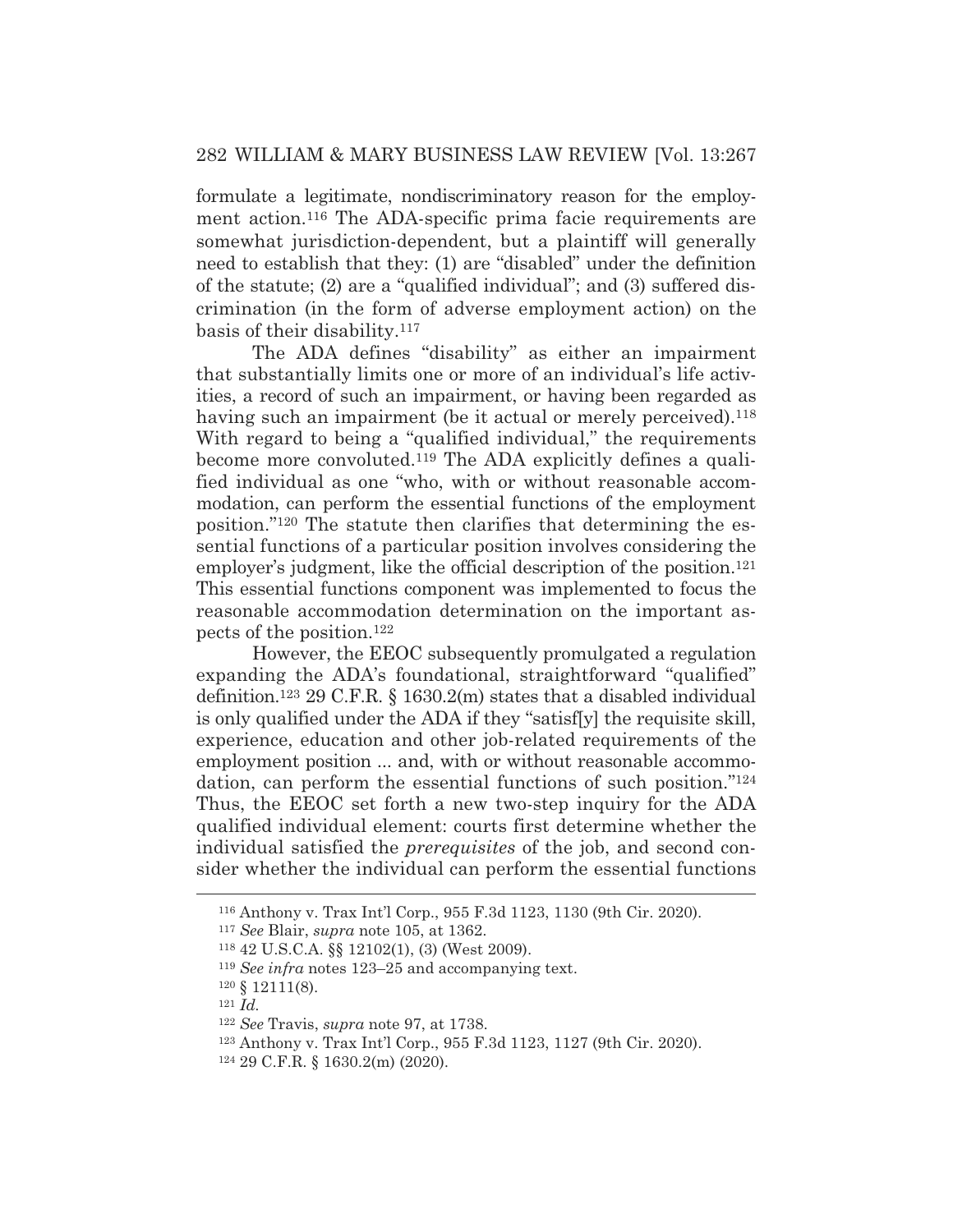formulate a legitimate, nondiscriminatory reason for the employment action.[116] The ADA-specific prima facie requirements are somewhat jurisdiction-dependent, but a plaintiff will generally need to establish that they: (1) are "disabled" under the definition of the statute; (2) are a "qualified individual"; and (3) suffered discrimination (in the form of adverse employment action) on the basis of their disability.[117]

The ADA defines "disability" as either an impairment that substantially limits one or more of an individual's life activities, a record of such an impairment, or having been regarded as having such an impairment (be it actual or merely perceived).[118] With regard to being a "qualified individual," the requirements become more convoluted.[119] The ADA explicitly defines a qualified individual as one "who, with or without reasonable accommodation, can perform the essential functions of the employment position."[120] The statute then clarifies that determining the essential functions of a particular position involves considering the employer's judgment, like the official description of the position.[121] This essential functions component was implemented to focus the reasonable accommodation determination on the important aspects of the position.[122]

However, the EEOC subsequently promulgated a regulation expanding the ADA's foundational, straightforward "qualified" definition.[123] 29 C.F.R. § 1630.2(m) states that a disabled individual is only qualified under the ADA if they "satisf[y] the requisite skill, experience, education and other job-related requirements of the employment position ... and, with or without reasonable accommodation, can perform the essential functions of such position."[124] Thus, the EEOC set forth a new two-step inquiry for the ADA qualified individual element: courts first determine whether the individual satisfied the *prerequisites* of the job, and second consider whether the individual can perform the essential functions

---

[116] Anthony v. Trax Int'l Corp., 955 F.3d 1123, 1130 (9th Cir. 2020).

[117] *See* Blair, *supra* note 105, at 1362.

[118] 42 U.S.C.A. §§ 12102(1), (3) (West 2009).

[119] *See infra* notes 123–25 and accompanying text.

[120] § 12111(8).

[121] *Id.*

[122] *See* Travis, *supra* note 97, at 1738.

[123] Anthony v. Trax Int'l Corp., 955 F.3d 1123, 1127 (9th Cir. 2020).

[124] 29 C.F.R. § 1630.2(m) (2020).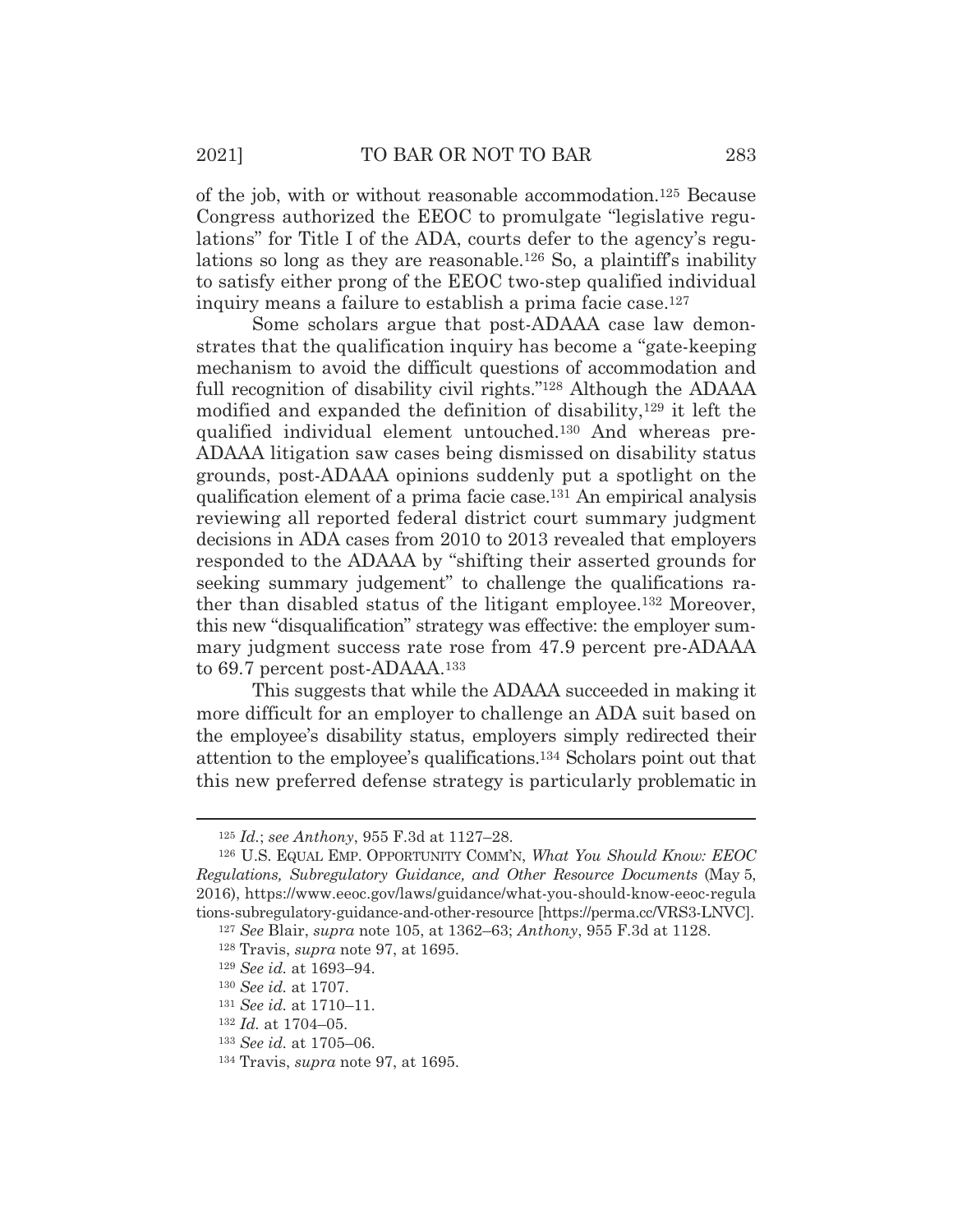of the job, with or without reasonable accommodation.[125] Because Congress authorized the EEOC to promulgate "legislative regulations" for Title I of the ADA, courts defer to the agency's regulations so long as they are reasonable.[126] So, a plaintiff's inability to satisfy either prong of the EEOC two-step qualified individual inquiry means a failure to establish a prima facie case.[127]

Some scholars argue that post-ADAAA case law demonstrates that the qualification inquiry has become a "gate-keeping mechanism to avoid the difficult questions of accommodation and full recognition of disability civil rights."[128] Although the ADAAA modified and expanded the definition of disability,[129] it left the qualified individual element untouched.[130] And whereas pre-ADAAA litigation saw cases being dismissed on disability status grounds, post-ADAAA opinions suddenly put a spotlight on the qualification element of a prima facie case.[131] An empirical analysis reviewing all reported federal district court summary judgment decisions in ADA cases from 2010 to 2013 revealed that employers responded to the ADAAA by "shifting their asserted grounds for seeking summary judgement" to challenge the qualifications rather than disabled status of the litigant employee.[132] Moreover, this new "disqualification" strategy was effective: the employer summary judgment success rate rose from 47.9 percent pre-ADAAA to 69.7 percent post-ADAAA.[133]

This suggests that while the ADAAA succeeded in making it more difficult for an employer to challenge an ADA suit based on the employee's disability status, employers simply redirected their attention to the employee's qualifications.[134] Scholars point out that this new preferred defense strategy is particularly problematic in

---

[125] *Id.*; *see Anthony*, 955 F.3d at 1127–28.

[126] U.S. EQUAL EMP. OPPORTUNITY COMM'N, *What You Should Know: EEOC Regulations, Subregulatory Guidance, and Other Resource Documents* (May 5, 2016), https://www.eeoc.gov/laws/guidance/what-you-should-know-eeoc-regulations-subregulatory-guidance-and-other-resource [https://perma.cc/VRS3-LNVC].

[127] *See* Blair, *supra* note 105, at 1362–63; *Anthony*, 955 F.3d at 1128.

[128] Travis, *supra* note 97, at 1695.

[129] *See id.* at 1693–94.

[130] *See id.* at 1707.

[131] *See id.* at 1710–11.

[132] *Id.* at 1704–05.

[133] *See id.* at 1705–06.

[134] Travis, *supra* note 97, at 1695.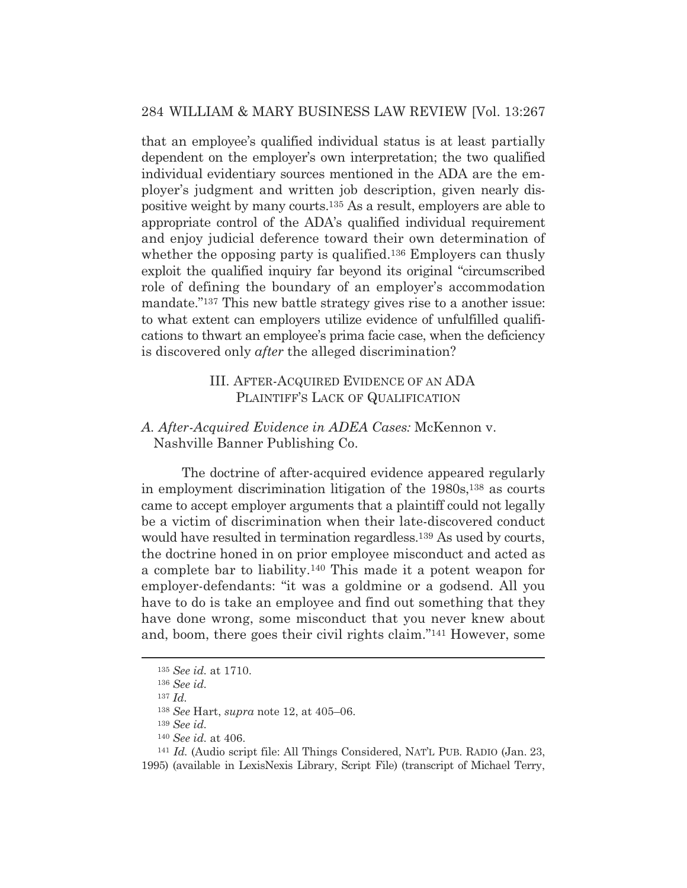that an employee's qualified individual status is at least partially dependent on the employer's own interpretation; the two qualified individual evidentiary sources mentioned in the ADA are the employer's judgment and written job description, given nearly dispositive weight by many courts.[135] As a result, employers are able to appropriate control of the ADA's qualified individual requirement and enjoy judicial deference toward their own determination of whether the opposing party is qualified.[136] Employers can thusly exploit the qualified inquiry far beyond its original "circumscribed role of defining the boundary of an employer's accommodation mandate."[137] This new battle strategy gives rise to a another issue: to what extent can employers utilize evidence of unfulfilled qualifications to thwart an employee's prima facie case, when the deficiency is discovered only *after* the alleged discrimination?

## III. After-Acquired Evidence of an ADA Plaintiff's Lack of Qualification

### *A. After-Acquired Evidence in ADEA Cases:* McKennon v. Nashville Banner Publishing Co.

The doctrine of after-acquired evidence appeared regularly in employment discrimination litigation of the 1980s,[138] as courts came to accept employer arguments that a plaintiff could not legally be a victim of discrimination when their late-discovered conduct would have resulted in termination regardless.[139] As used by courts, the doctrine honed in on prior employee misconduct and acted as a complete bar to liability.[140] This made it a potent weapon for employer-defendants: "it was a goldmine or a godsend. All you have to do is take an employee and find out something that they have done wrong, some misconduct that you never knew about and, boom, there goes their civil rights claim."[141] However, some

---

[135] *See id.* at 1710.

[136] *See id.*

[137] *Id.*

[138] *See* Hart, *supra* note 12, at 405–06.

[139] *See id.*

[140] *See id.* at 406.

[141] *Id.* (Audio script file: All Things Considered, NAT'L PUB. RADIO (Jan. 23, 1995) (available in LexisNexis Library, Script File) (transcript of Michael Terry,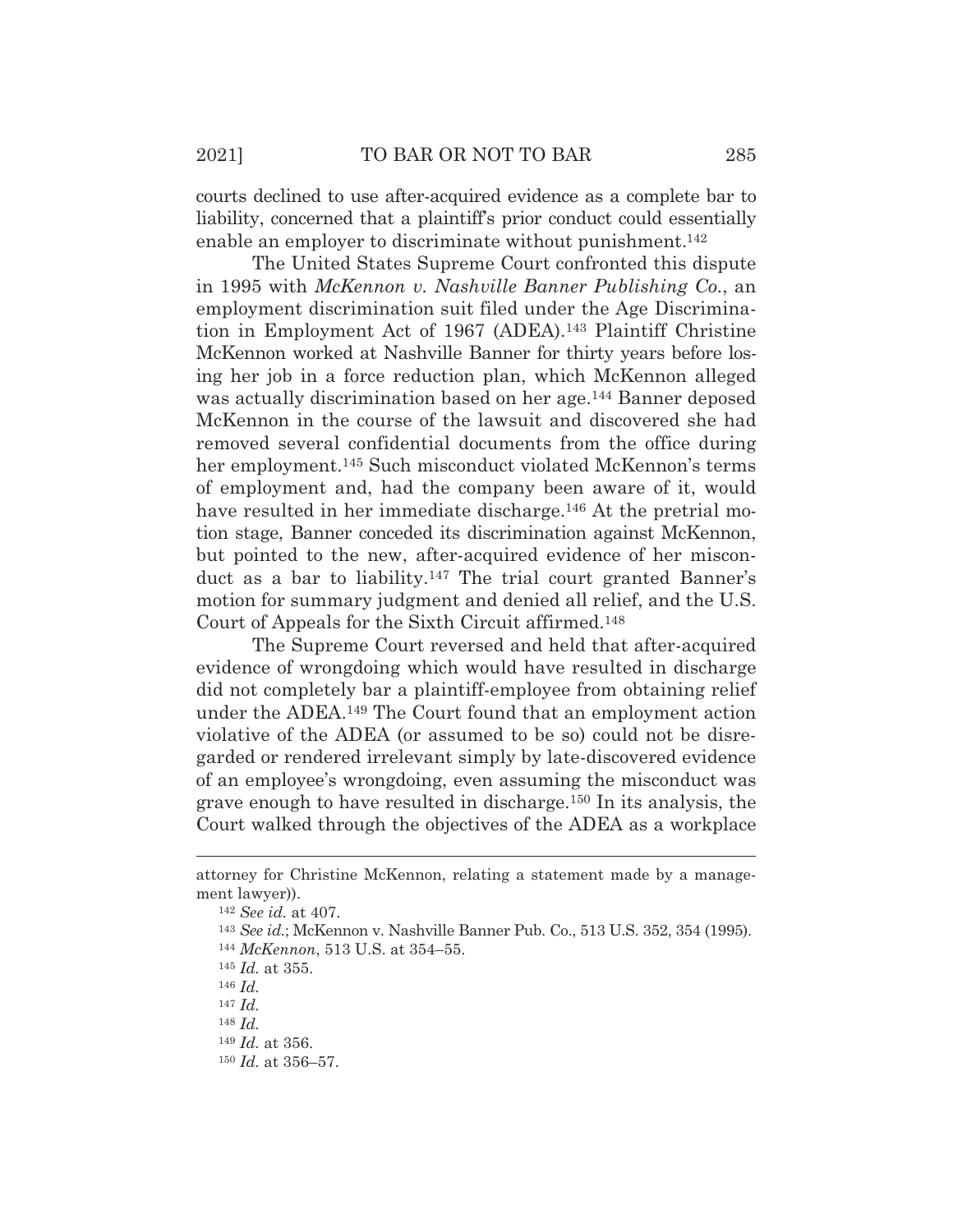courts declined to use after-acquired evidence as a complete bar to liability, concerned that a plaintiff's prior conduct could essentially enable an employer to discriminate without punishment.[142]

The United States Supreme Court confronted this dispute in 1995 with *McKennon v. Nashville Banner Publishing Co.*, an employment discrimination suit filed under the Age Discrimination in Employment Act of 1967 (ADEA).[143] Plaintiff Christine McKennon worked at Nashville Banner for thirty years before losing her job in a force reduction plan, which McKennon alleged was actually discrimination based on her age.[144] Banner deposed McKennon in the course of the lawsuit and discovered she had removed several confidential documents from the office during her employment.[145] Such misconduct violated McKennon's terms of employment and, had the company been aware of it, would have resulted in her immediate discharge.[146] At the pretrial motion stage, Banner conceded its discrimination against McKennon, but pointed to the new, after-acquired evidence of her misconduct as a bar to liability.[147] The trial court granted Banner's motion for summary judgment and denied all relief, and the U.S. Court of Appeals for the Sixth Circuit affirmed.[148]

The Supreme Court reversed and held that after-acquired evidence of wrongdoing which would have resulted in discharge did not completely bar a plaintiff-employee from obtaining relief under the ADEA.[149] The Court found that an employment action violative of the ADEA (or assumed to be so) could not be disregarded or rendered irrelevant simply by late-discovered evidence of an employee's wrongdoing, even assuming the misconduct was grave enough to have resulted in discharge.[150] In its analysis, the Court walked through the objectives of the ADEA as a workplace

---

attorney for Christine McKennon, relating a statement made by a management lawyer)).

[142] *See id.* at 407.

[143] *See id.*; McKennon v. Nashville Banner Pub. Co., 513 U.S. 352, 354 (1995).

[144] *McKennon*, 513 U.S. at 354–55.

[145] *Id.* at 355.

[146] *Id.*

[147] *Id.*

[148] *Id.*

[149] *Id.* at 356.

[150] *Id.* at 356–57.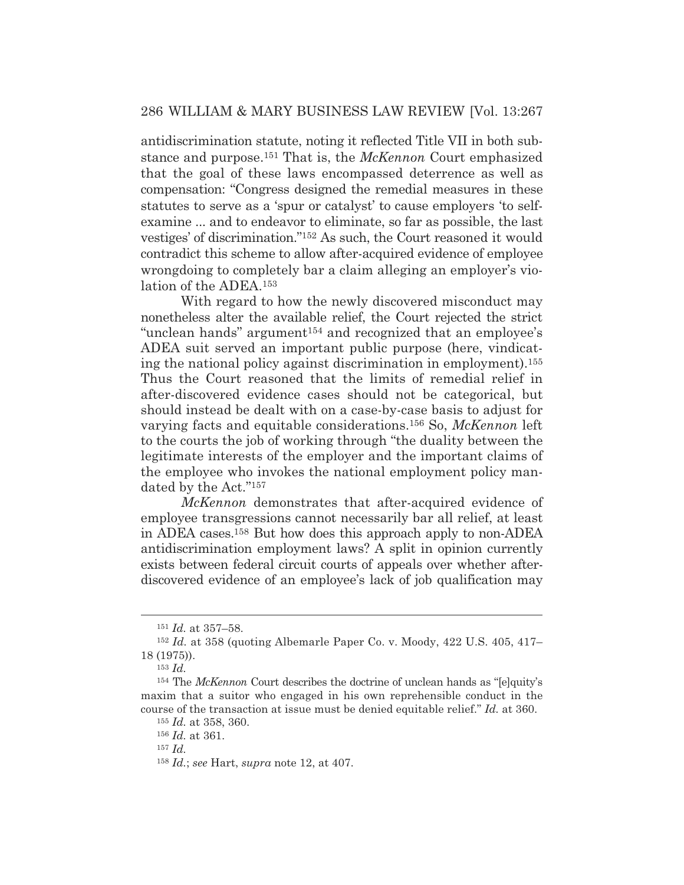antidiscrimination statute, noting it reflected Title VII in both substance and purpose.[151] That is, the *McKennon* Court emphasized that the goal of these laws encompassed deterrence as well as compensation: "Congress designed the remedial measures in these statutes to serve as a 'spur or catalyst' to cause employers 'to self-examine ... and to endeavor to eliminate, so far as possible, the last vestiges' of discrimination."[152] As such, the Court reasoned it would contradict this scheme to allow after-acquired evidence of employee wrongdoing to completely bar a claim alleging an employer's violation of the ADEA.[153]

With regard to how the newly discovered misconduct may nonetheless alter the available relief, the Court rejected the strict "unclean hands" argument[154] and recognized that an employee's ADEA suit served an important public purpose (here, vindicating the national policy against discrimination in employment).[155] Thus the Court reasoned that the limits of remedial relief in after-discovered evidence cases should not be categorical, but should instead be dealt with on a case-by-case basis to adjust for varying facts and equitable considerations.[156] So, *McKennon* left to the courts the job of working through "the duality between the legitimate interests of the employer and the important claims of the employee who invokes the national employment policy mandated by the Act."[157]

*McKennon* demonstrates that after-acquired evidence of employee transgressions cannot necessarily bar all relief, at least in ADEA cases.[158] But how does this approach apply to non-ADEA antidiscrimination employment laws? A split in opinion currently exists between federal circuit courts of appeals over whether after-discovered evidence of an employee's lack of job qualification may

---

[151] *Id.* at 357–58.

[152] *Id.* at 358 (quoting Albemarle Paper Co. v. Moody, 422 U.S. 405, 417–18 (1975)).

[153] *Id.*

[154] The *McKennon* Court describes the doctrine of unclean hands as "[e]quity's maxim that a suitor who engaged in his own reprehensible conduct in the course of the transaction at issue must be denied equitable relief." *Id.* at 360.

[155] *Id.* at 358, 360.

[156] *Id.* at 361.

[157] *Id.*

[158] *Id.*; *see* Hart, *supra* note 12, at 407.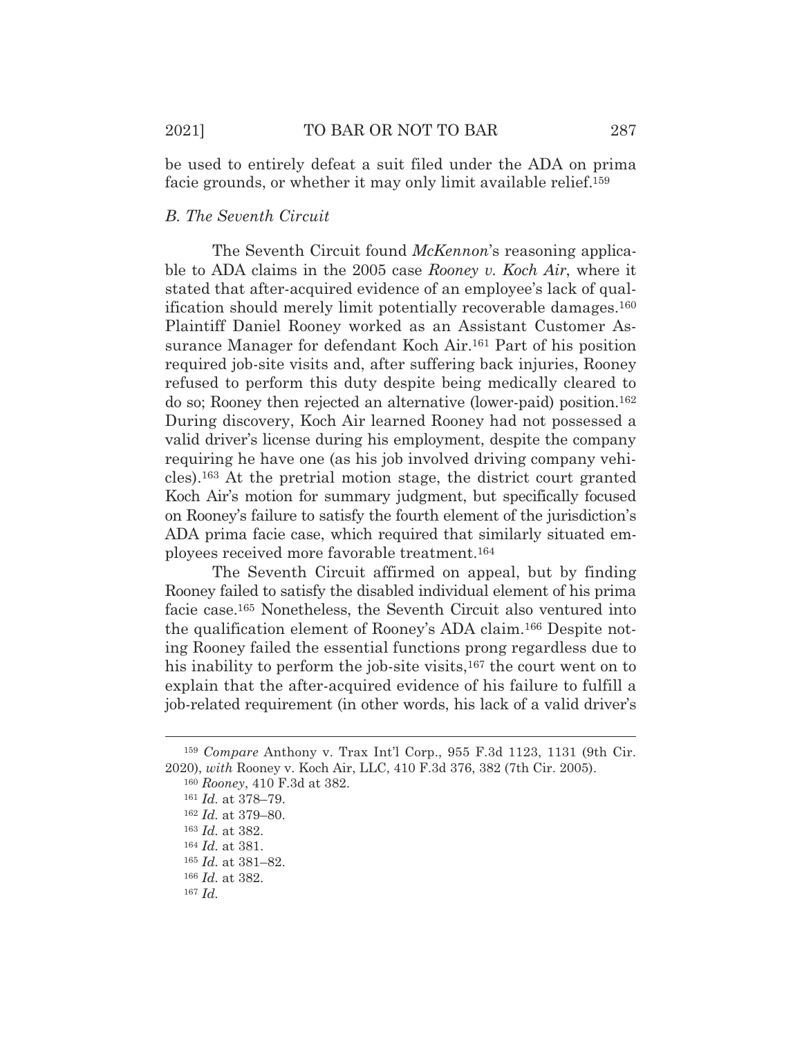be used to entirely defeat a suit filed under the ADA on prima facie grounds, or whether it may only limit available relief.[159]

### *B. The Seventh Circuit*

The Seventh Circuit found *McKennon*'s reasoning applicable to ADA claims in the 2005 case *Rooney v. Koch Air*, where it stated that after-acquired evidence of an employee's lack of qualification should merely limit potentially recoverable damages.[160] Plaintiff Daniel Rooney worked as an Assistant Customer Assurance Manager for defendant Koch Air.[161] Part of his position required job-site visits and, after suffering back injuries, Rooney refused to perform this duty despite being medically cleared to do so; Rooney then rejected an alternative (lower-paid) position.[162] During discovery, Koch Air learned Rooney had not possessed a valid driver's license during his employment, despite the company requiring he have one (as his job involved driving company vehicles).[163] At the pretrial motion stage, the district court granted Koch Air's motion for summary judgment, but specifically focused on Rooney's failure to satisfy the fourth element of the jurisdiction's ADA prima facie case, which required that similarly situated employees received more favorable treatment.[164]

The Seventh Circuit affirmed on appeal, but by finding Rooney failed to satisfy the disabled individual element of his prima facie case.[165] Nonetheless, the Seventh Circuit also ventured into the qualification element of Rooney's ADA claim.[166] Despite noting Rooney failed the essential functions prong regardless due to his inability to perform the job-site visits,[167] the court went on to explain that the after-acquired evidence of his failure to fulfill a job-related requirement (in other words, his lack of a valid driver's

---

[159] *Compare* Anthony v. Trax Int'l Corp., 955 F.3d 1123, 1131 (9th Cir. 2020), *with* Rooney v. Koch Air, LLC, 410 F.3d 376, 382 (7th Cir. 2005).

[160] *Rooney*, 410 F.3d at 382.

[161] *Id.* at 378–79.

[162] *Id.* at 379–80.

[163] *Id.* at 382.

[164] *Id.* at 381.

[165] *Id.* at 381–82.

[166] *Id.* at 382.

[167] *Id.*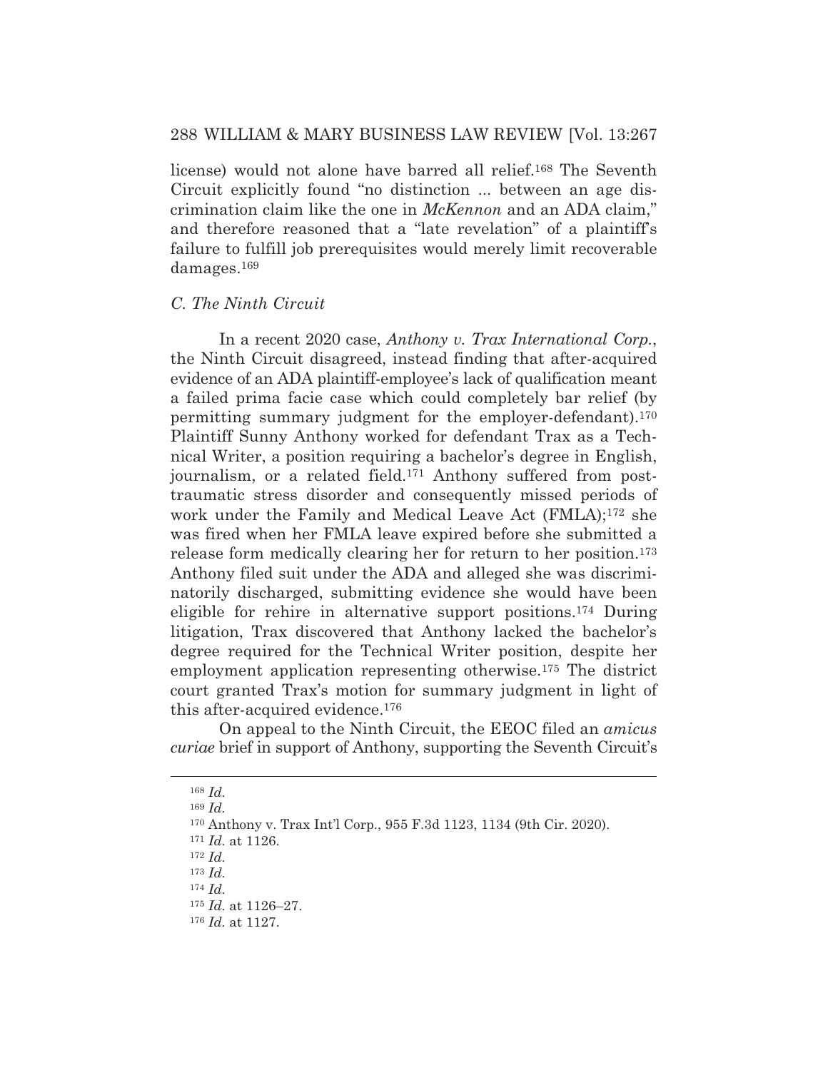license) would not alone have barred all relief.[168] The Seventh Circuit explicitly found "no distinction ... between an age discrimination claim like the one in *McKennon* and an ADA claim," and therefore reasoned that a "late revelation" of a plaintiff's failure to fulfill job prerequisites would merely limit recoverable damages.[169]

### *C. The Ninth Circuit*

In a recent 2020 case, *Anthony v. Trax International Corp.*, the Ninth Circuit disagreed, instead finding that after-acquired evidence of an ADA plaintiff-employee's lack of qualification meant a failed prima facie case which could completely bar relief (by permitting summary judgment for the employer-defendant).[170] Plaintiff Sunny Anthony worked for defendant Trax as a Technical Writer, a position requiring a bachelor's degree in English, journalism, or a related field.[171] Anthony suffered from post-traumatic stress disorder and consequently missed periods of work under the Family and Medical Leave Act (FMLA);[172] she was fired when her FMLA leave expired before she submitted a release form medically clearing her for return to her position.[173] Anthony filed suit under the ADA and alleged she was discriminatorily discharged, submitting evidence she would have been eligible for rehire in alternative support positions.[174] During litigation, Trax discovered that Anthony lacked the bachelor's degree required for the Technical Writer position, despite her employment application representing otherwise.[175] The district court granted Trax's motion for summary judgment in light of this after-acquired evidence.[176]

On appeal to the Ninth Circuit, the EEOC filed an *amicus curiae* brief in support of Anthony, supporting the Seventh Circuit's

---

[168] *Id.*

[169] *Id.*

[170] Anthony v. Trax Int'l Corp., 955 F.3d 1123, 1134 (9th Cir. 2020).

[171] *Id.* at 1126.

[172] *Id.*

[173] *Id.*

[174] *Id.*

[175] *Id.* at 1126–27.

[176] *Id.* at 1127.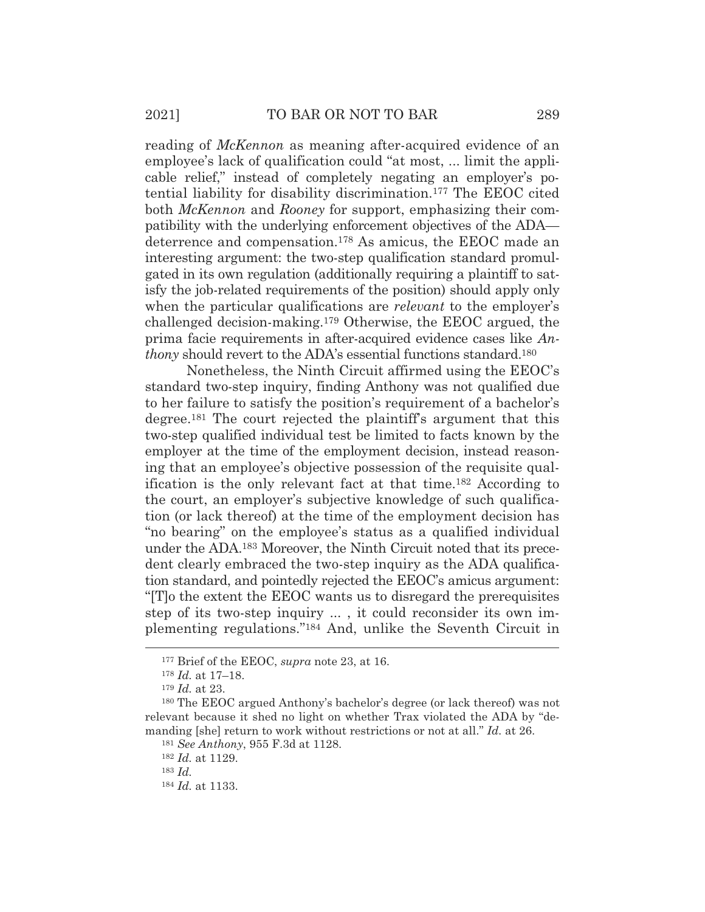reading of *McKennon* as meaning after-acquired evidence of an employee's lack of qualification could "at most, ... limit the applicable relief," instead of completely negating an employer's potential liability for disability discrimination.[177] The EEOC cited both *McKennon* and *Rooney* for support, emphasizing their compatibility with the underlying enforcement objectives of the ADA—deterrence and compensation.[178] As amicus, the EEOC made an interesting argument: the two-step qualification standard promulgated in its own regulation (additionally requiring a plaintiff to satisfy the job-related requirements of the position) should apply only when the particular qualifications are *relevant* to the employer's challenged decision-making.[179] Otherwise, the EEOC argued, the prima facie requirements in after-acquired evidence cases like *Anthony* should revert to the ADA's essential functions standard.[180]

Nonetheless, the Ninth Circuit affirmed using the EEOC's standard two-step inquiry, finding Anthony was not qualified due to her failure to satisfy the position's requirement of a bachelor's degree.[181] The court rejected the plaintiff's argument that this two-step qualified individual test be limited to facts known by the employer at the time of the employment decision, instead reasoning that an employee's objective possession of the requisite qualification is the only relevant fact at that time.[182] According to the court, an employer's subjective knowledge of such qualification (or lack thereof) at the time of the employment decision has "no bearing" on the employee's status as a qualified individual under the ADA.[183] Moreover, the Ninth Circuit noted that its precedent clearly embraced the two-step inquiry as the ADA qualification standard, and pointedly rejected the EEOC's amicus argument: "[T]o the extent the EEOC wants us to disregard the prerequisites step of its two-step inquiry ... , it could reconsider its own implementing regulations."[184] And, unlike the Seventh Circuit in

---

[177] Brief of the EEOC, *supra* note 23, at 16.

[178] *Id.* at 17–18.

[179] *Id.* at 23.

[180] The EEOC argued Anthony's bachelor's degree (or lack thereof) was not relevant because it shed no light on whether Trax violated the ADA by "demanding [she] return to work without restrictions or not at all." *Id.* at 26.

[181] *See Anthony*, 955 F.3d at 1128.

[182] *Id.* at 1129.

[183] *Id.*

[184] *Id.* at 1133.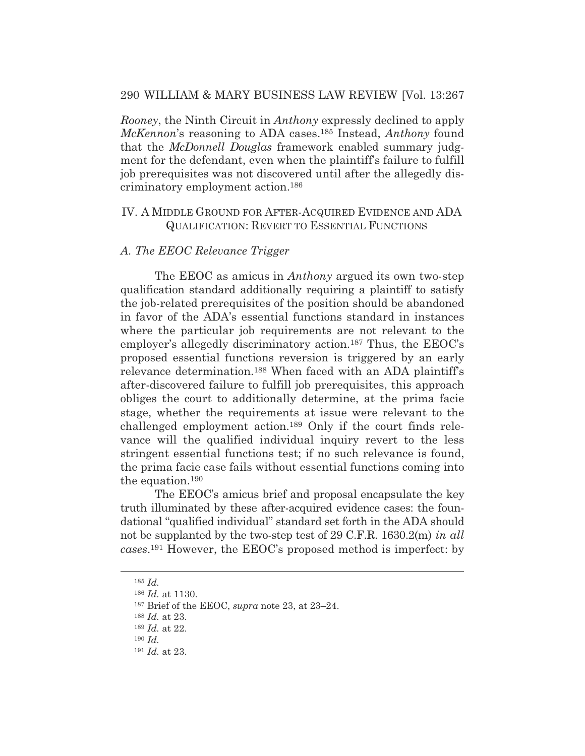*Rooney*, the Ninth Circuit in *Anthony* expressly declined to apply *McKennon*'s reasoning to ADA cases.[185] Instead, *Anthony* found that the *McDonnell Douglas* framework enabled summary judgment for the defendant, even when the plaintiff's failure to fulfill job prerequisites was not discovered until after the allegedly discriminatory employment action.[186]

## IV. A MIDDLE GROUND FOR AFTER-ACQUIRED EVIDENCE AND ADA QUALIFICATION: REVERT TO ESSENTIAL FUNCTIONS

### *A. The EEOC Relevance Trigger*

The EEOC as amicus in *Anthony* argued its own two-step qualification standard additionally requiring a plaintiff to satisfy the job-related prerequisites of the position should be abandoned in favor of the ADA's essential functions standard in instances where the particular job requirements are not relevant to the employer's allegedly discriminatory action.[187] Thus, the EEOC's proposed essential functions reversion is triggered by an early relevance determination.[188] When faced with an ADA plaintiff's after-discovered failure to fulfill job prerequisites, this approach obliges the court to additionally determine, at the prima facie stage, whether the requirements at issue were relevant to the challenged employment action.[189] Only if the court finds relevance will the qualified individual inquiry revert to the less stringent essential functions test; if no such relevance is found, the prima facie case fails without essential functions coming into the equation.[190]

The EEOC's amicus brief and proposal encapsulate the key truth illuminated by these after-acquired evidence cases: the foundational "qualified individual" standard set forth in the ADA should not be supplanted by the two-step test of 29 C.F.R. 1630.2(m) *in all cases*.[191] However, the EEOC's proposed method is imperfect: by

---

[185] *Id.*

[186] *Id.* at 1130.

[187] Brief of the EEOC, *supra* note 23, at 23–24.

[188] *Id.* at 23.

[189] *Id.* at 22.

[190] *Id.*

[191] *Id.* at 23.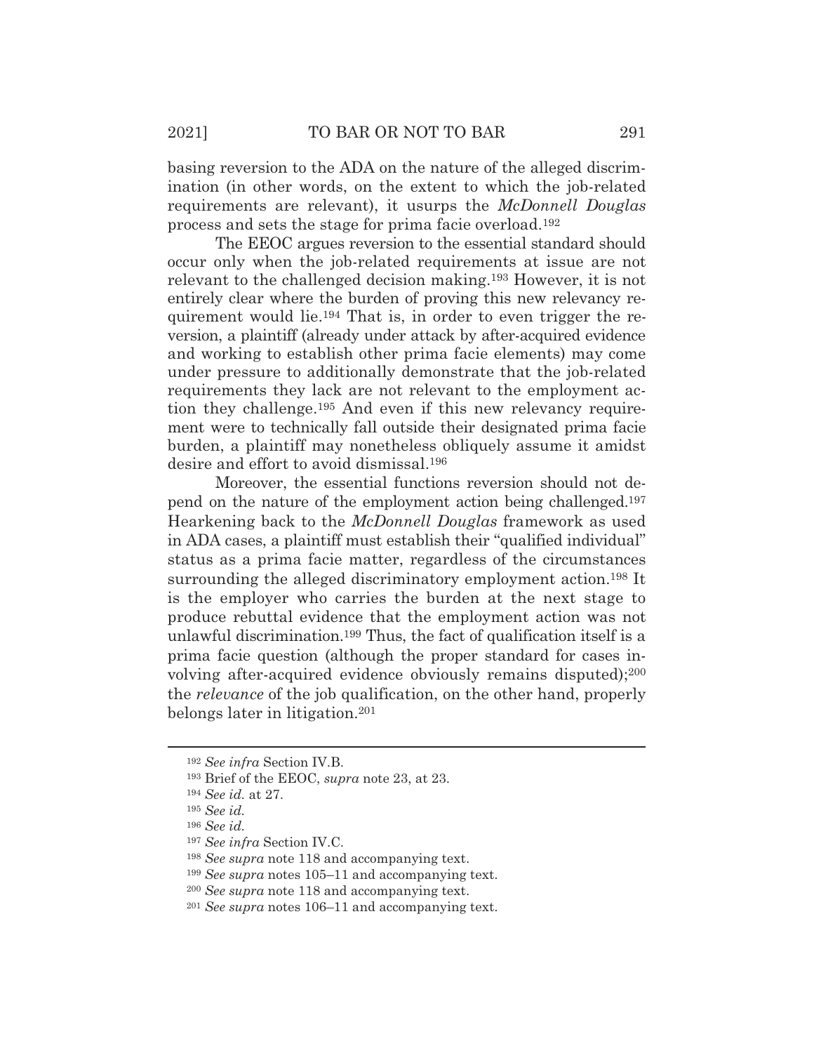basing reversion to the ADA on the nature of the alleged discrimination (in other words, on the extent to which the job-related requirements are relevant), it usurps the *McDonnell Douglas* process and sets the stage for prima facie overload.[192]

The EEOC argues reversion to the essential standard should occur only when the job-related requirements at issue are not relevant to the challenged decision making.[193] However, it is not entirely clear where the burden of proving this new relevancy requirement would lie.[194] That is, in order to even trigger the reversion, a plaintiff (already under attack by after-acquired evidence and working to establish other prima facie elements) may come under pressure to additionally demonstrate that the job-related requirements they lack are not relevant to the employment action they challenge.[195] And even if this new relevancy requirement were to technically fall outside their designated prima facie burden, a plaintiff may nonetheless obliquely assume it amidst desire and effort to avoid dismissal.[196]

Moreover, the essential functions reversion should not depend on the nature of the employment action being challenged.[197] Hearkening back to the *McDonnell Douglas* framework as used in ADA cases, a plaintiff must establish their "qualified individual" status as a prima facie matter, regardless of the circumstances surrounding the alleged discriminatory employment action.[198] It is the employer who carries the burden at the next stage to produce rebuttal evidence that the employment action was not unlawful discrimination.[199] Thus, the fact of qualification itself is a prima facie question (although the proper standard for cases involving after-acquired evidence obviously remains disputed);[200] the *relevance* of the job qualification, on the other hand, properly belongs later in litigation.[201]

---

[192] *See infra* Section IV.B.

[193] Brief of the EEOC, *supra* note 23, at 23.

[194] *See id.* at 27.

[195] *See id.*

[196] *See id.*

[197] *See infra* Section IV.C.

[198] *See supra* note 118 and accompanying text.

[199] *See supra* notes 105–11 and accompanying text.

[200] *See supra* note 118 and accompanying text.

[201] *See supra* notes 106–11 and accompanying text.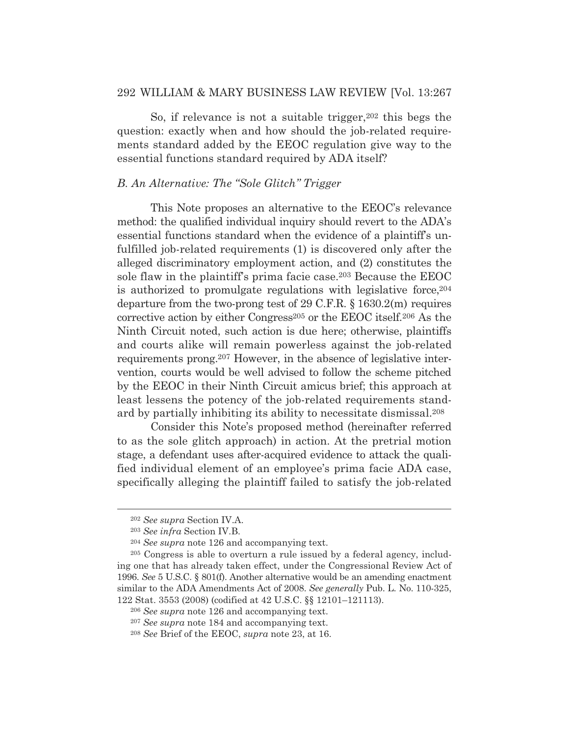So, if relevance is not a suitable trigger,[202] this begs the question: exactly when and how should the job-related requirements standard added by the EEOC regulation give way to the essential functions standard required by ADA itself?

### *B. An Alternative: The "Sole Glitch" Trigger*

This Note proposes an alternative to the EEOC's relevance method: the qualified individual inquiry should revert to the ADA's essential functions standard when the evidence of a plaintiff's unfulfilled job-related requirements (1) is discovered only after the alleged discriminatory employment action, and (2) constitutes the sole flaw in the plaintiff's prima facie case.[203] Because the EEOC is authorized to promulgate regulations with legislative force,[204] departure from the two-prong test of 29 C.F.R. § 1630.2(m) requires corrective action by either Congress[205] or the EEOC itself.[206] As the Ninth Circuit noted, such action is due here; otherwise, plaintiffs and courts alike will remain powerless against the job-related requirements prong.[207] However, in the absence of legislative intervention, courts would be well advised to follow the scheme pitched by the EEOC in their Ninth Circuit amicus brief; this approach at least lessens the potency of the job-related requirements standard by partially inhibiting its ability to necessitate dismissal.[208]

Consider this Note's proposed method (hereinafter referred to as the sole glitch approach) in action. At the pretrial motion stage, a defendant uses after-acquired evidence to attack the qualified individual element of an employee's prima facie ADA case, specifically alleging the plaintiff failed to satisfy the job-related

---

[202] *See supra* Section IV.A.

[203] *See infra* Section IV.B.

[204] *See supra* note 126 and accompanying text.

[205] Congress is able to overturn a rule issued by a federal agency, including one that has already taken effect, under the Congressional Review Act of 1996. *See* 5 U.S.C. § 801(f). Another alternative would be an amending enactment similar to the ADA Amendments Act of 2008. *See generally* Pub. L. No. 110-325, 122 Stat. 3553 (2008) (codified at 42 U.S.C. §§ 12101–121113).

[206] *See supra* note 126 and accompanying text.

[207] *See supra* note 184 and accompanying text.

[208] *See* Brief of the EEOC, *supra* note 23, at 16.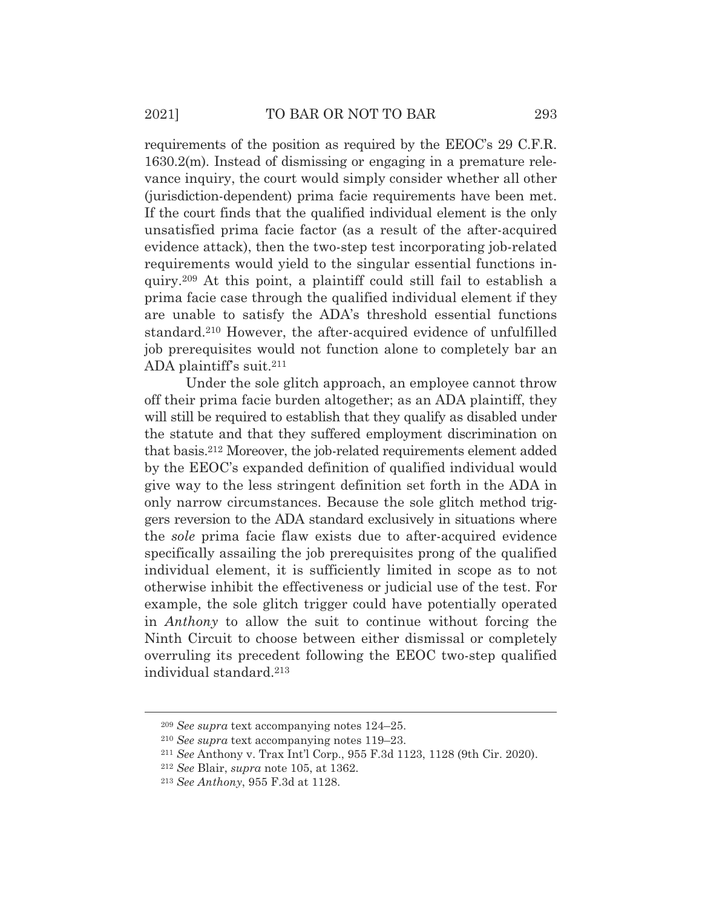requirements of the position as required by the EEOC's 29 C.F.R. 1630.2(m). Instead of dismissing or engaging in a premature relevance inquiry, the court would simply consider whether all other (jurisdiction-dependent) prima facie requirements have been met. If the court finds that the qualified individual element is the only unsatisfied prima facie factor (as a result of the after-acquired evidence attack), then the two-step test incorporating job-related requirements would yield to the singular essential functions inquiry.[209] At this point, a plaintiff could still fail to establish a prima facie case through the qualified individual element if they are unable to satisfy the ADA's threshold essential functions standard.[210] However, the after-acquired evidence of unfulfilled job prerequisites would not function alone to completely bar an ADA plaintiff's suit.[211]

Under the sole glitch approach, an employee cannot throw off their prima facie burden altogether; as an ADA plaintiff, they will still be required to establish that they qualify as disabled under the statute and that they suffered employment discrimination on that basis.[212] Moreover, the job-related requirements element added by the EEOC's expanded definition of qualified individual would give way to the less stringent definition set forth in the ADA in only narrow circumstances. Because the sole glitch method triggers reversion to the ADA standard exclusively in situations where the *sole* prima facie flaw exists due to after-acquired evidence specifically assailing the job prerequisites prong of the qualified individual element, it is sufficiently limited in scope as to not otherwise inhibit the effectiveness or judicial use of the test. For example, the sole glitch trigger could have potentially operated in *Anthony* to allow the suit to continue without forcing the Ninth Circuit to choose between either dismissal or completely overruling its precedent following the EEOC two-step qualified individual standard.[213]

---

[209] *See supra* text accompanying notes 124–25.

[210] *See supra* text accompanying notes 119–23.

[211] *See* Anthony v. Trax Int'l Corp., 955 F.3d 1123, 1128 (9th Cir. 2020).

[212] *See* Blair, *supra* note 105, at 1362.

[213] *See Anthony*, 955 F.3d at 1128.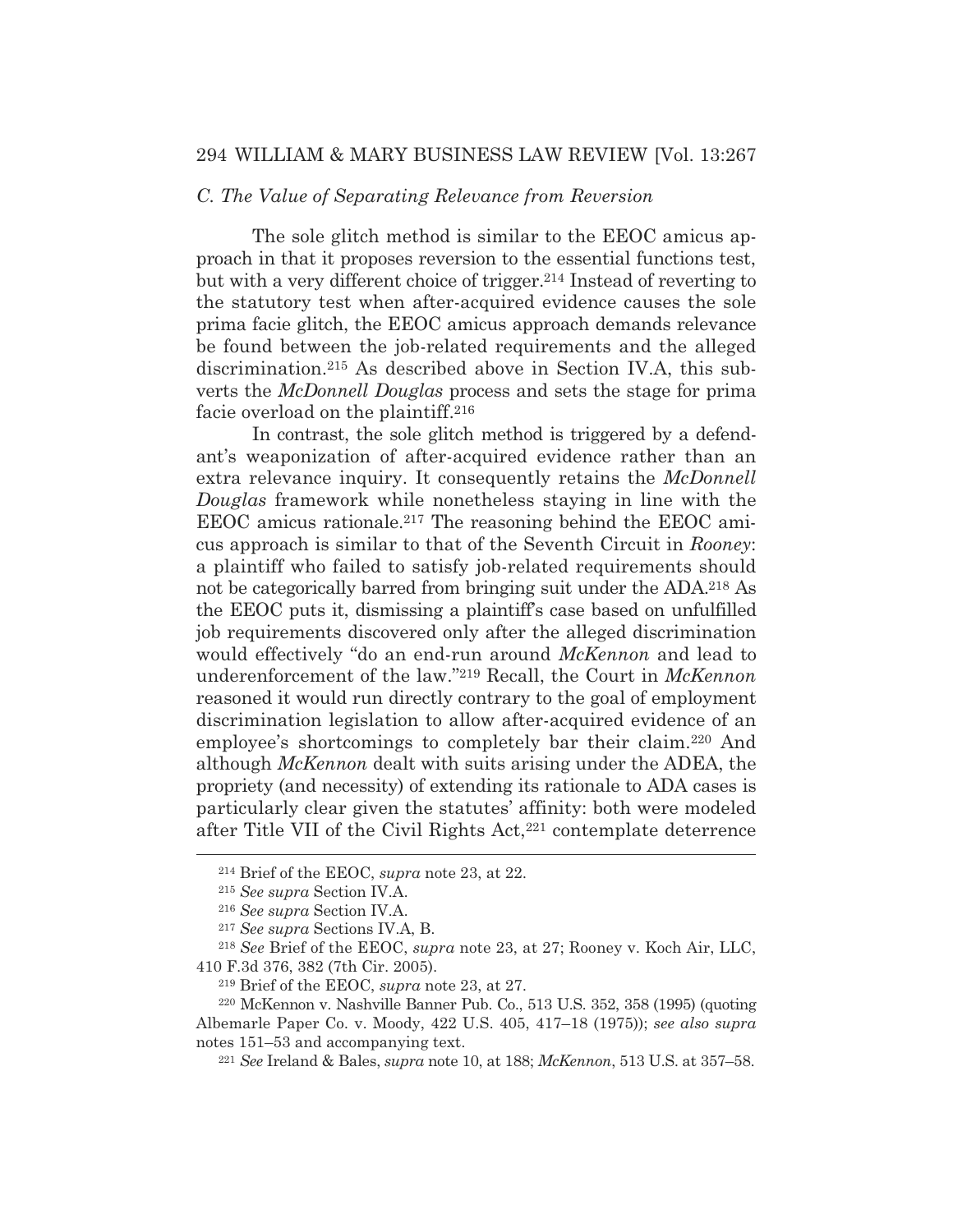### *C. The Value of Separating Relevance from Reversion*

The sole glitch method is similar to the EEOC amicus approach in that it proposes reversion to the essential functions test, but with a very different choice of trigger.[214] Instead of reverting to the statutory test when after-acquired evidence causes the sole prima facie glitch, the EEOC amicus approach demands relevance be found between the job-related requirements and the alleged discrimination.[215] As described above in Section IV.A, this subverts the *McDonnell Douglas* process and sets the stage for prima facie overload on the plaintiff.[216]

In contrast, the sole glitch method is triggered by a defendant's weaponization of after-acquired evidence rather than an extra relevance inquiry. It consequently retains the *McDonnell Douglas* framework while nonetheless staying in line with the EEOC amicus rationale.[217] The reasoning behind the EEOC amicus approach is similar to that of the Seventh Circuit in *Rooney*: a plaintiff who failed to satisfy job-related requirements should not be categorically barred from bringing suit under the ADA.[218] As the EEOC puts it, dismissing a plaintiff's case based on unfulfilled job requirements discovered only after the alleged discrimination would effectively "do an end-run around *McKennon* and lead to underenforcement of the law."[219] Recall, the Court in *McKennon* reasoned it would run directly contrary to the goal of employment discrimination legislation to allow after-acquired evidence of an employee's shortcomings to completely bar their claim.[220] And although *McKennon* dealt with suits arising under the ADEA, the propriety (and necessity) of extending its rationale to ADA cases is particularly clear given the statutes' affinity: both were modeled after Title VII of the Civil Rights Act,[221] contemplate deterrence

---

[214] Brief of the EEOC, *supra* note 23, at 22.

[215] *See supra* Section IV.A.

[216] *See supra* Section IV.A.

[217] *See supra* Sections IV.A, B.

[218] *See* Brief of the EEOC, *supra* note 23, at 27; Rooney v. Koch Air, LLC, 410 F.3d 376, 382 (7th Cir. 2005).

[219] Brief of the EEOC, *supra* note 23, at 27.

[220] McKennon v. Nashville Banner Pub. Co., 513 U.S. 352, 358 (1995) (quoting Albemarle Paper Co. v. Moody, 422 U.S. 405, 417–18 (1975)); *see also supra* notes 151–53 and accompanying text.

[221] *See* Ireland & Bales, *supra* note 10, at 188; *McKennon*, 513 U.S. at 357–58.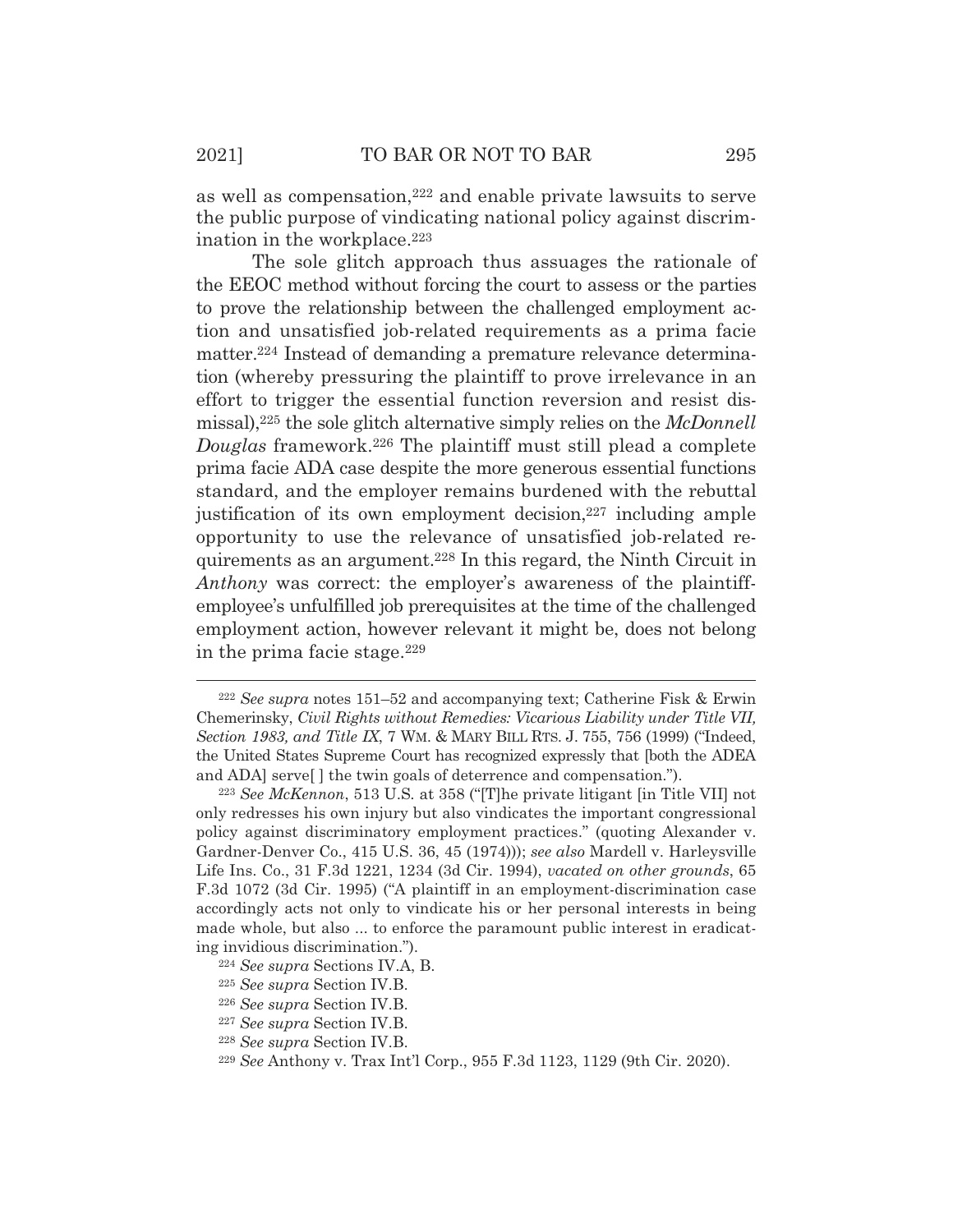as well as compensation,[222] and enable private lawsuits to serve the public purpose of vindicating national policy against discrimination in the workplace.[223]

The sole glitch approach thus assuages the rationale of the EEOC method without forcing the court to assess or the parties to prove the relationship between the challenged employment action and unsatisfied job-related requirements as a prima facie matter.[224] Instead of demanding a premature relevance determination (whereby pressuring the plaintiff to prove irrelevance in an effort to trigger the essential function reversion and resist dismissal),[225] the sole glitch alternative simply relies on the *McDonnell Douglas* framework.[226] The plaintiff must still plead a complete prima facie ADA case despite the more generous essential functions standard, and the employer remains burdened with the rebuttal justification of its own employment decision,[227] including ample opportunity to use the relevance of unsatisfied job-related requirements as an argument.[228] In this regard, the Ninth Circuit in *Anthony* was correct: the employer's awareness of the plaintiff-employee's unfulfilled job prerequisites at the time of the challenged employment action, however relevant it might be, does not belong in the prima facie stage.[229]

---

[222] *See supra* notes 151–52 and accompanying text; Catherine Fisk & Erwin Chemerinsky, *Civil Rights without Remedies: Vicarious Liability under Title VII, Section 1983, and Title IX*, 7 WM. & MARY BILL RTS. J. 755, 756 (1999) ("Indeed, the United States Supreme Court has recognized expressly that [both the ADEA and ADA] serve[ ] the twin goals of deterrence and compensation.").

[223] *See McKennon*, 513 U.S. at 358 ("[T]he private litigant [in Title VII] not only redresses his own injury but also vindicates the important congressional policy against discriminatory employment practices." (quoting Alexander v. Gardner-Denver Co., 415 U.S. 36, 45 (1974))); *see also* Mardell v. Harleysville Life Ins. Co., 31 F.3d 1221, 1234 (3d Cir. 1994), *vacated on other grounds*, 65 F.3d 1072 (3d Cir. 1995) ("A plaintiff in an employment-discrimination case accordingly acts not only to vindicate his or her personal interests in being made whole, but also ... to enforce the paramount public interest in eradicating invidious discrimination.").

[224] *See supra* Sections IV.A, B.

[225] *See supra* Section IV.B.

[226] *See supra* Section IV.B.

[227] *See supra* Section IV.B.

[228] *See supra* Section IV.B.

[229] *See* Anthony v. Trax Int'l Corp., 955 F.3d 1123, 1129 (9th Cir. 2020).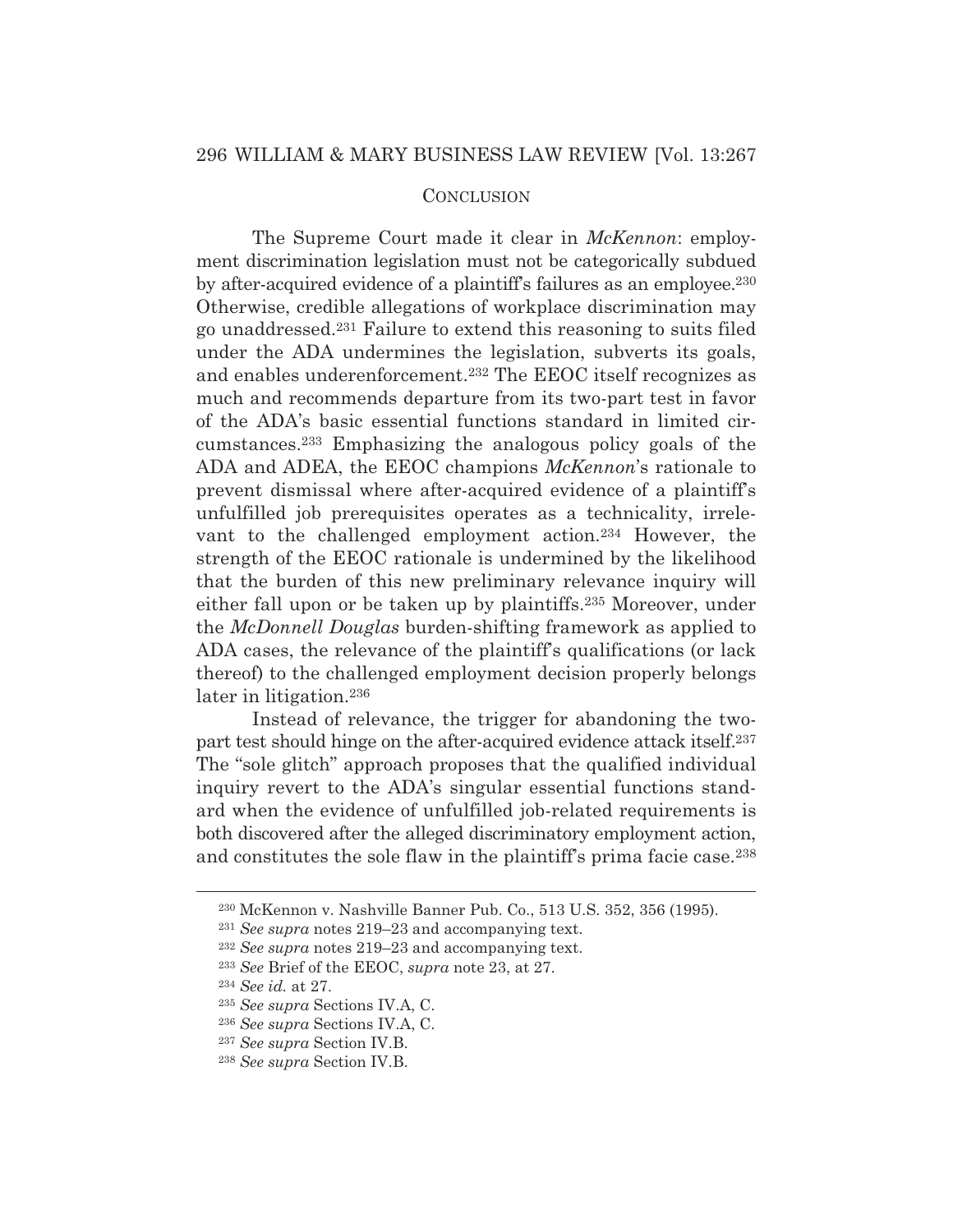## Conclusion

The Supreme Court made it clear in *McKennon*: employment discrimination legislation must not be categorically subdued by after-acquired evidence of a plaintiff's failures as an employee.[230] Otherwise, credible allegations of workplace discrimination may go unaddressed.[231] Failure to extend this reasoning to suits filed under the ADA undermines the legislation, subverts its goals, and enables underenforcement.[232] The EEOC itself recognizes as much and recommends departure from its two-part test in favor of the ADA's basic essential functions standard in limited circumstances.[233] Emphasizing the analogous policy goals of the ADA and ADEA, the EEOC champions *McKennon*'s rationale to prevent dismissal where after-acquired evidence of a plaintiff's unfulfilled job prerequisites operates as a technicality, irrelevant to the challenged employment action.[234] However, the strength of the EEOC rationale is undermined by the likelihood that the burden of this new preliminary relevance inquiry will either fall upon or be taken up by plaintiffs.[235] Moreover, under the *McDonnell Douglas* burden-shifting framework as applied to ADA cases, the relevance of the plaintiff's qualifications (or lack thereof) to the challenged employment decision properly belongs later in litigation.[236]

Instead of relevance, the trigger for abandoning the two-part test should hinge on the after-acquired evidence attack itself.[237] The "sole glitch" approach proposes that the qualified individual inquiry revert to the ADA's singular essential functions standard when the evidence of unfulfilled job-related requirements is both discovered after the alleged discriminatory employment action, and constitutes the sole flaw in the plaintiff's prima facie case.[238]

---

[230] McKennon v. Nashville Banner Pub. Co., 513 U.S. 352, 356 (1995).

[231] *See supra* notes 219–23 and accompanying text.

[232] *See supra* notes 219–23 and accompanying text.

[233] *See* Brief of the EEOC, *supra* note 23, at 27.

[234] *See id.* at 27.

[235] *See supra* Sections IV.A, C.

[236] *See supra* Sections IV.A, C.

[237] *See supra* Section IV.B.

[238] *See supra* Section IV.B.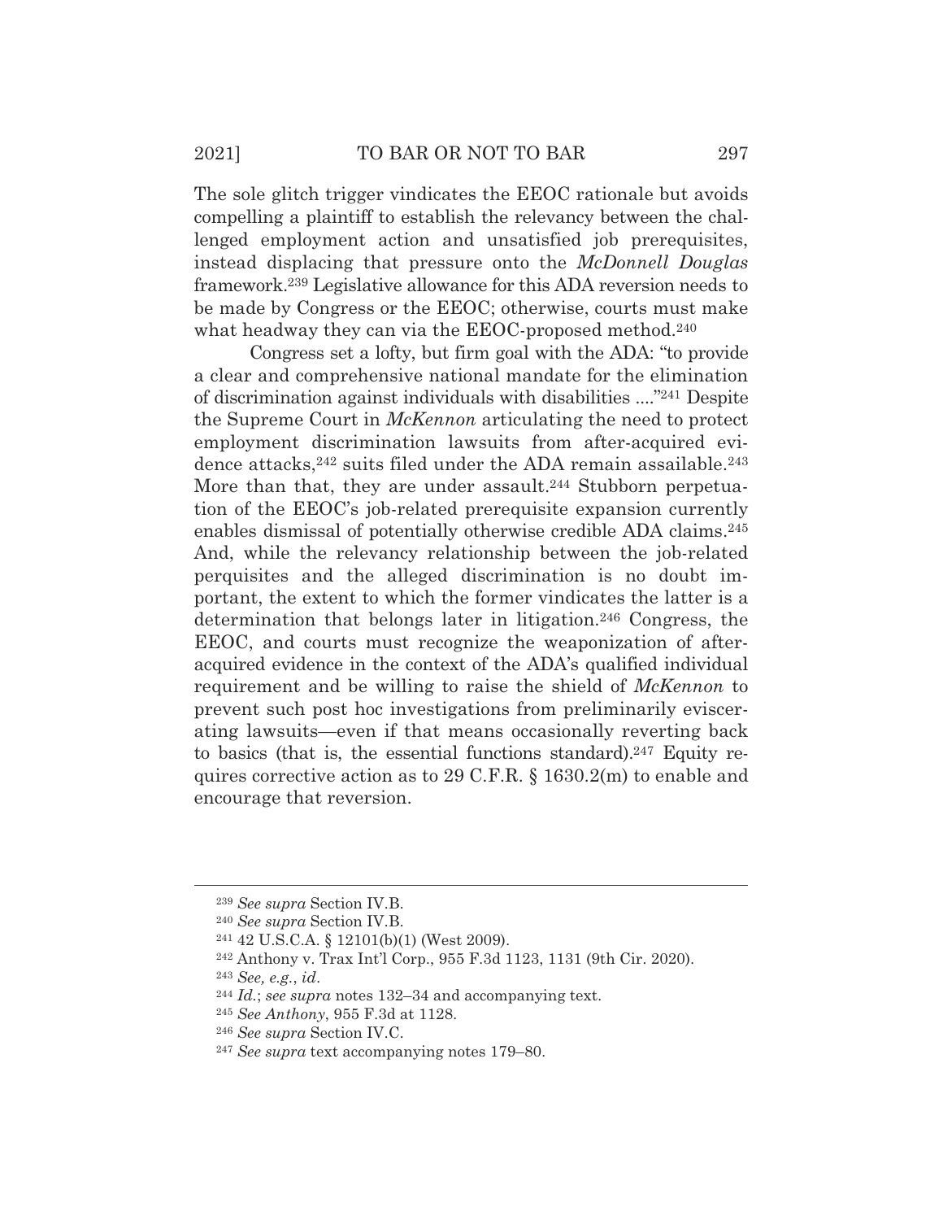The sole glitch trigger vindicates the EEOC rationale but avoids compelling a plaintiff to establish the relevancy between the challenged employment action and unsatisfied job prerequisites, instead displacing that pressure onto the *McDonnell Douglas* framework.[239] Legislative allowance for this ADA reversion needs to be made by Congress or the EEOC; otherwise, courts must make what headway they can via the EEOC-proposed method.[240]

Congress set a lofty, but firm goal with the ADA: "to provide a clear and comprehensive national mandate for the elimination of discrimination against individuals with disabilities ...."[241] Despite the Supreme Court in *McKennon* articulating the need to protect employment discrimination lawsuits from after-acquired evidence attacks,[242] suits filed under the ADA remain assailable.[243] More than that, they are under assault.[244] Stubborn perpetuation of the EEOC's job-related prerequisite expansion currently enables dismissal of potentially otherwise credible ADA claims.[245] And, while the relevancy relationship between the job-related perquisites and the alleged discrimination is no doubt important, the extent to which the former vindicates the latter is a determination that belongs later in litigation.[246] Congress, the EEOC, and courts must recognize the weaponization of after-acquired evidence in the context of the ADA's qualified individual requirement and be willing to raise the shield of *McKennon* to prevent such post hoc investigations from preliminarily eviscerating lawsuits—even if that means occasionally reverting back to basics (that is, the essential functions standard).[247] Equity requires corrective action as to 29 C.F.R. § 1630.2(m) to enable and encourage that reversion.

---

[239] *See supra* Section IV.B.

[240] *See supra* Section IV.B.

[241] 42 U.S.C.A. § 12101(b)(1) (West 2009).

[242] Anthony v. Trax Int'l Corp., 955 F.3d 1123, 1131 (9th Cir. 2020).

[243] *See, e.g.*, *id*.

[244] *Id.*; *see supra* notes 132–34 and accompanying text.

[245] *See Anthony*, 955 F.3d at 1128.

[246] *See supra* Section IV.C.

[247] *See supra* text accompanying notes 179–80.